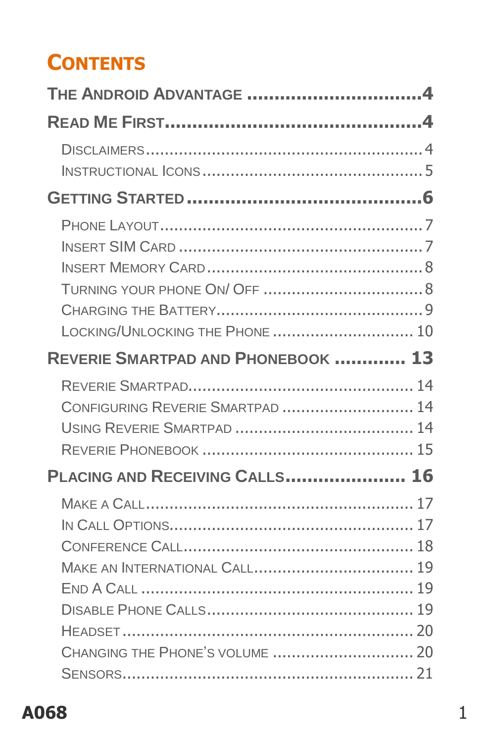# CONTENTS

**THE ANDROID ADVANTAGE ................................ 4**

**READ ME FIRST................................................ 4**

- DISCLAIMERS........................................................ 4
- INSTRUCTIONAL ICONS ............................................ 5

**GETTING STARTED ........................................... 6**

- PHONE LAYOUT...................................................... 7
- INSERT SIM CARD ................................................... 7
- INSERT MEMORY CARD ............................................ 8
- TURNING YOUR PHONE ON/ OFF ................................ 8
- CHARGING THE BATTERY........................................... 9
- LOCKING/UNLOCKING THE PHONE ............................ 10

**REVERIE SMARTPAD AND PHONEBOOK ............. 13**

- REVERIE SMARTPAD............................................... 14
- CONFIGURING REVERIE SMARTPAD ........................... 14
- USING REVERIE SMARTPAD ..................................... 14
- REVERIE PHONEBOOK ............................................ 15

**PLACING AND RECEIVING CALLS...................... 16**

- MAKE A CALL........................................................ 17
- IN CALL OPTIONS.................................................. 17
- CONFERENCE CALL................................................ 18
- MAKE AN INTERNATIONAL CALL................................ 19
- END A CALL ......................................................... 19
- DISABLE PHONE CALLS........................................... 19
- HEADSET ............................................................. 20
- CHANGING THE PHONE'S VOLUME ............................ 20
- SENSORS.............................................................. 21

**A068**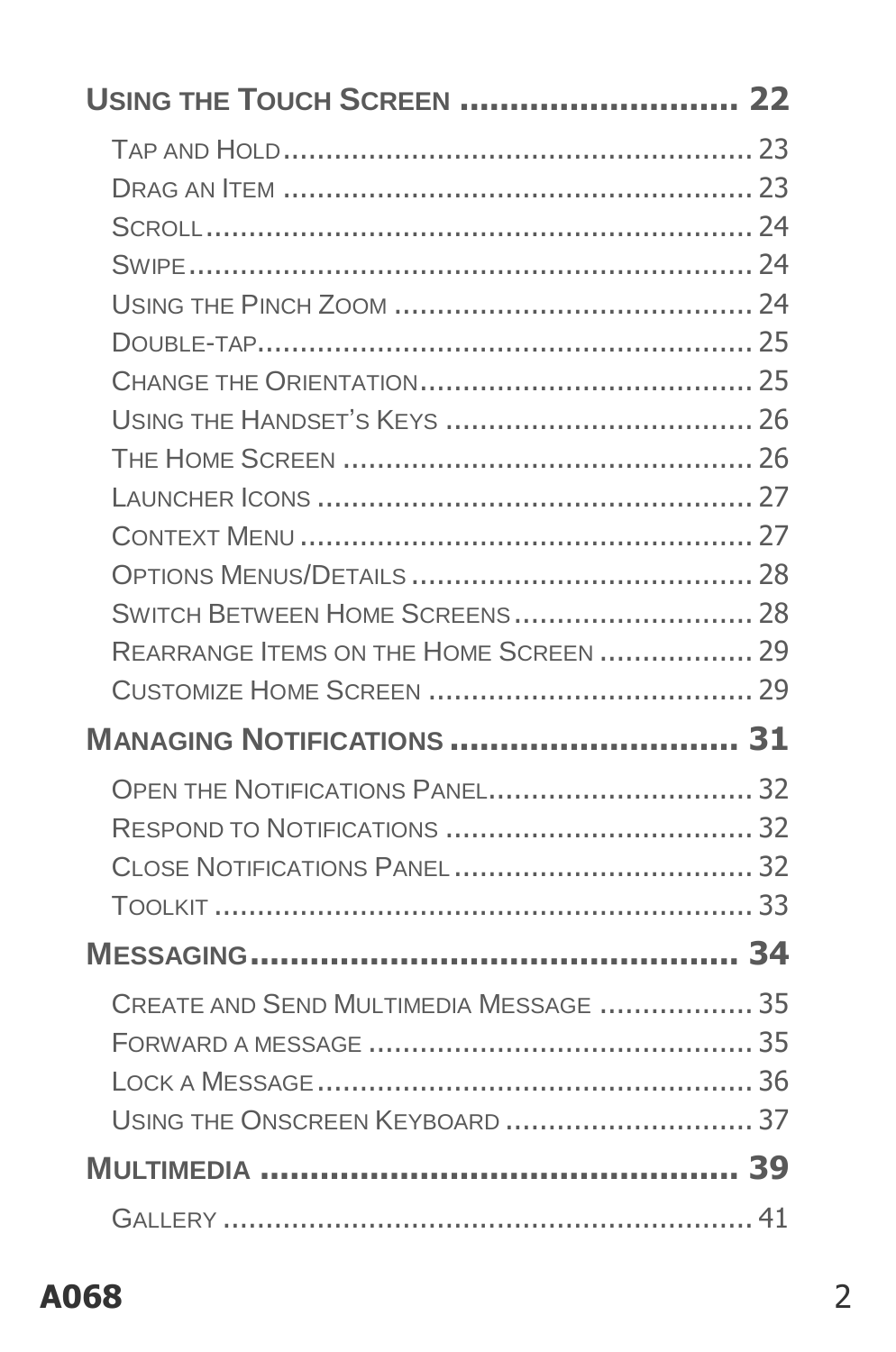**USING THE TOUCH SCREEN ............................ 22**

TAP AND HOLD...................................................... 23
DRAG AN ITEM ...................................................... 23
SCROLL................................................................ 24
SWIPE.................................................................. 24
USING THE PINCH ZOOM .......................................... 24
DOUBLE-TAP.......................................................... 25
CHANGE THE ORIENTATION....................................... 25
USING THE HANDSET'S KEYS .................................... 26
THE HOME SCREEN ................................................ 26
LAUNCHER ICONS ................................................... 27
CONTEXT MENU ..................................................... 27
OPTIONS MENUS/DETAILS ......................................... 28
SWITCH BETWEEN HOME SCREENS............................ 28
REARRANGE ITEMS ON THE HOME SCREEN .................. 29
CUSTOMIZE HOME SCREEN ....................................... 29

**MANAGING NOTIFICATIONS ............................. 31**

OPEN THE NOTIFICATIONS PANEL............................... 32
RESPOND TO NOTIFICATIONS ..................................... 32
CLOSE NOTIFICATIONS PANEL.................................... 32
TOOLKIT ............................................................... 33

**MESSAGING................................................. 34**

CREATE AND SEND MULTIMEDIA MESSAGE .................. 35
FORWARD A MESSAGE .............................................. 35
LOCK A MESSAGE.................................................... 36
USING THE ONSCREEN KEYBOARD ............................. 37

**MULTIMEDIA ................................................. 39**

GALLERY .............................................................. 41

**A068**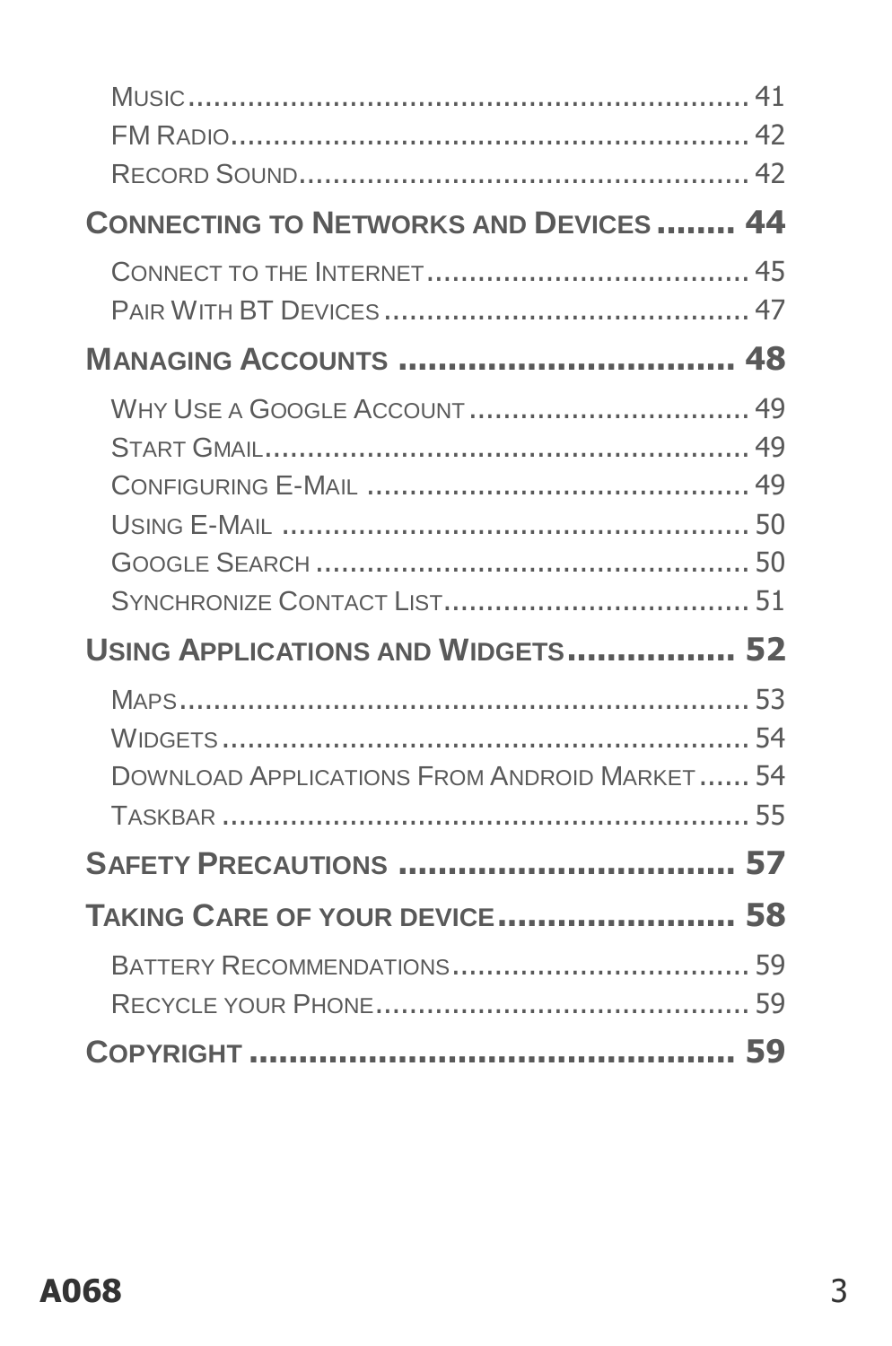Music .................................................................. 41
FM Radio ............................................................. 42
Record Sound ....................................................... 42

**Connecting to Networks and Devices ........ 44**

Connect to the Internet ....................................... 45
Pair With BT Devices ........................................... 47

**Managing Accounts .................................. 48**

Why Use a Google Account ................................. 49
Start Gmail .......................................................... 49
Configuring E-Mail ............................................. 49
Using E-Mail ....................................................... 50
Google Search ..................................................... 50
Synchronize Contact List .................................... 51

**Using Applications and Widgets ................. 52**

Maps .................................................................... 53
Widgets ............................................................... 54
Download Applications From Android Market ...... 54
Taskbar ............................................................... 55

**Safety Precautions .................................. 57**

**Taking Care of your device ........................ 58**

Battery Recommendations ................................... 59
Recycle your Phone ............................................. 59

**Copyright ................................................ 59**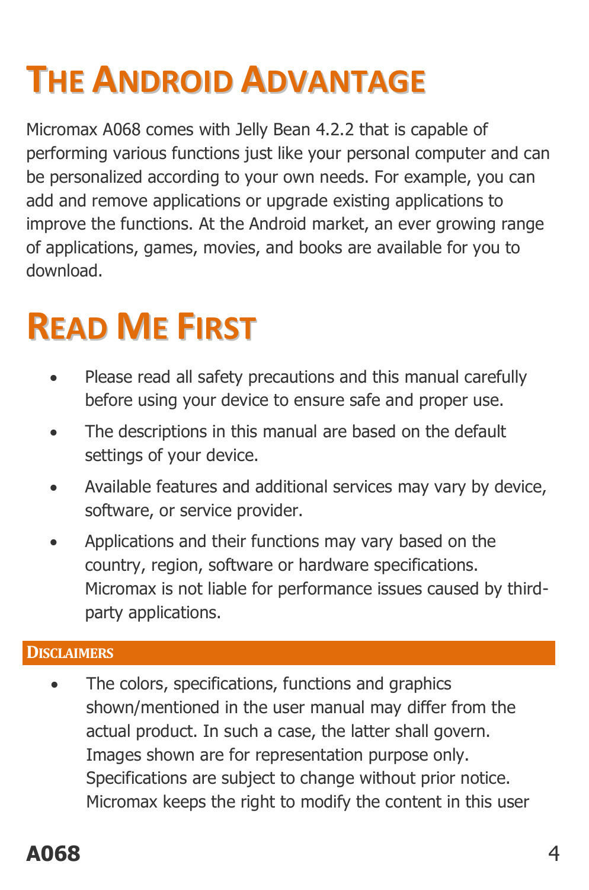# THE ANDROID ADVANTAGE

Micromax A068 comes with Jelly Bean 4.2.2 that is capable of performing various functions just like your personal computer and can be personalized according to your own needs. For example, you can add and remove applications or upgrade existing applications to improve the functions. At the Android market, an ever growing range of applications, games, movies, and books are available for you to download.

# READ ME FIRST

- Please read all safety precautions and this manual carefully before using your device to ensure safe and proper use.
- The descriptions in this manual are based on the default settings of your device.
- Available features and additional services may vary by device, software, or service provider.
- Applications and their functions may vary based on the country, region, software or hardware specifications. Micromax is not liable for performance issues caused by third-party applications.

## DISCLAIMERS

- The colors, specifications, functions and graphics shown/mentioned in the user manual may differ from the actual product. In such a case, the latter shall govern. Images shown are for representation purpose only. Specifications are subject to change without prior notice. Micromax keeps the right to modify the content in this user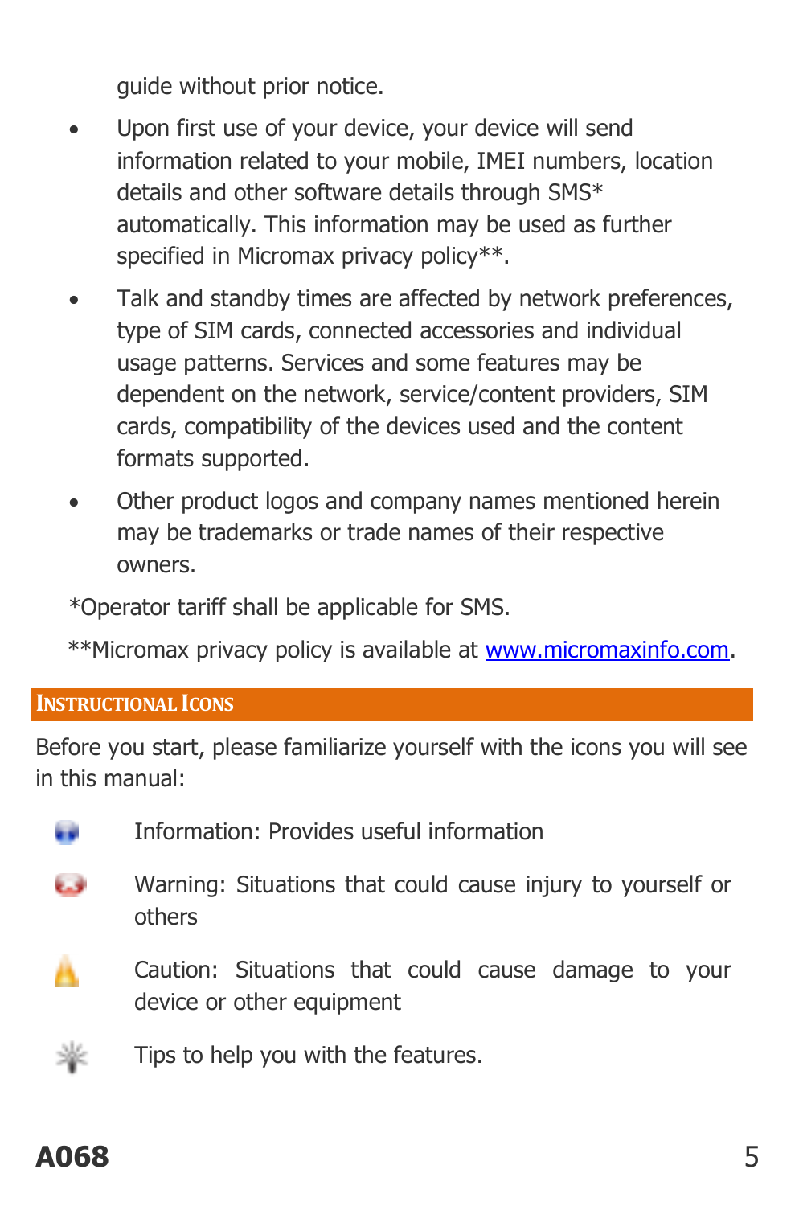guide without prior notice.

- Upon first use of your device, your device will send information related to your mobile, IMEI numbers, location details and other software details through SMS* automatically. This information may be used as further specified in Micromax privacy policy**.
- Talk and standby times are affected by network preferences, type of SIM cards, connected accessories and individual usage patterns. Services and some features may be dependent on the network, service/content providers, SIM cards, compatibility of the devices used and the content formats supported.
- Other product logos and company names mentioned herein may be trademarks or trade names of their respective owners.

*Operator tariff shall be applicable for SMS.

**Micromax privacy policy is available at www.micromaxinfo.com.

## Instructional Icons

Before you start, please familiarize yourself with the icons you will see in this manual:

Information: Provides useful information

Warning: Situations that could cause injury to yourself or others

Caution: Situations that could cause damage to your device or other equipment

Tips to help you with the features.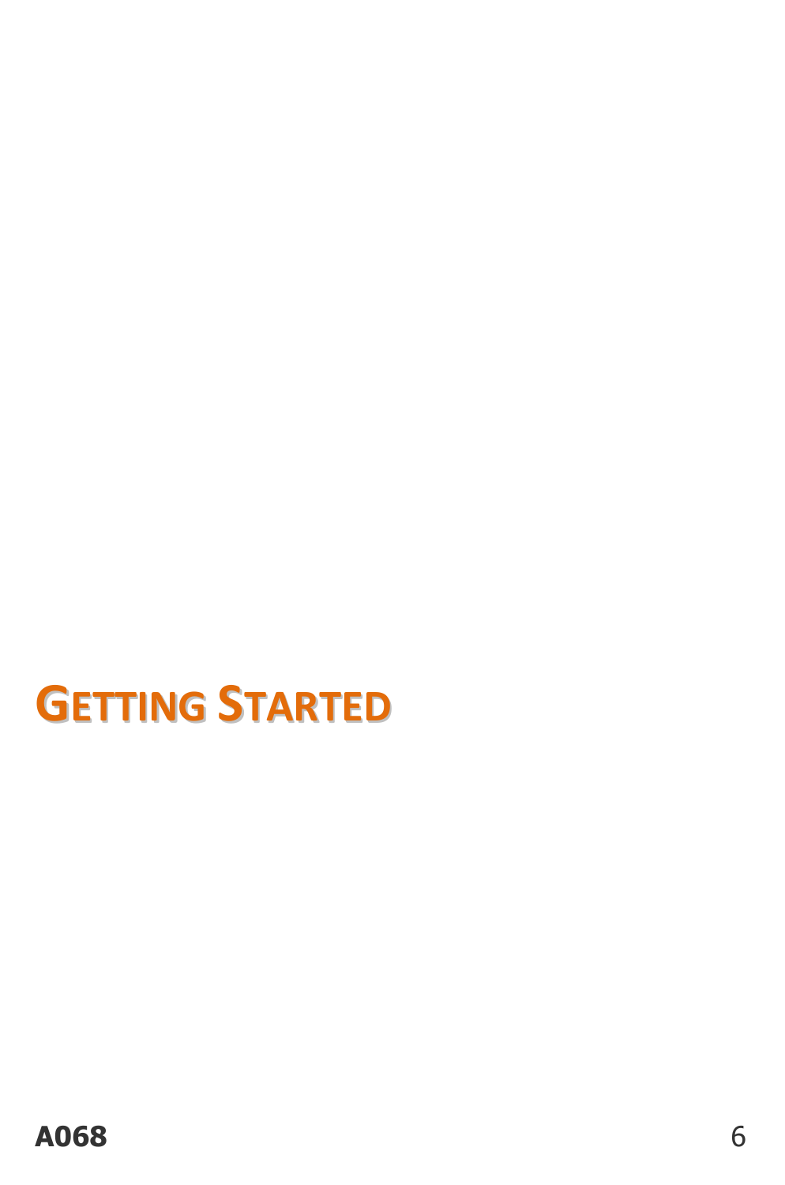# GETTING STARTED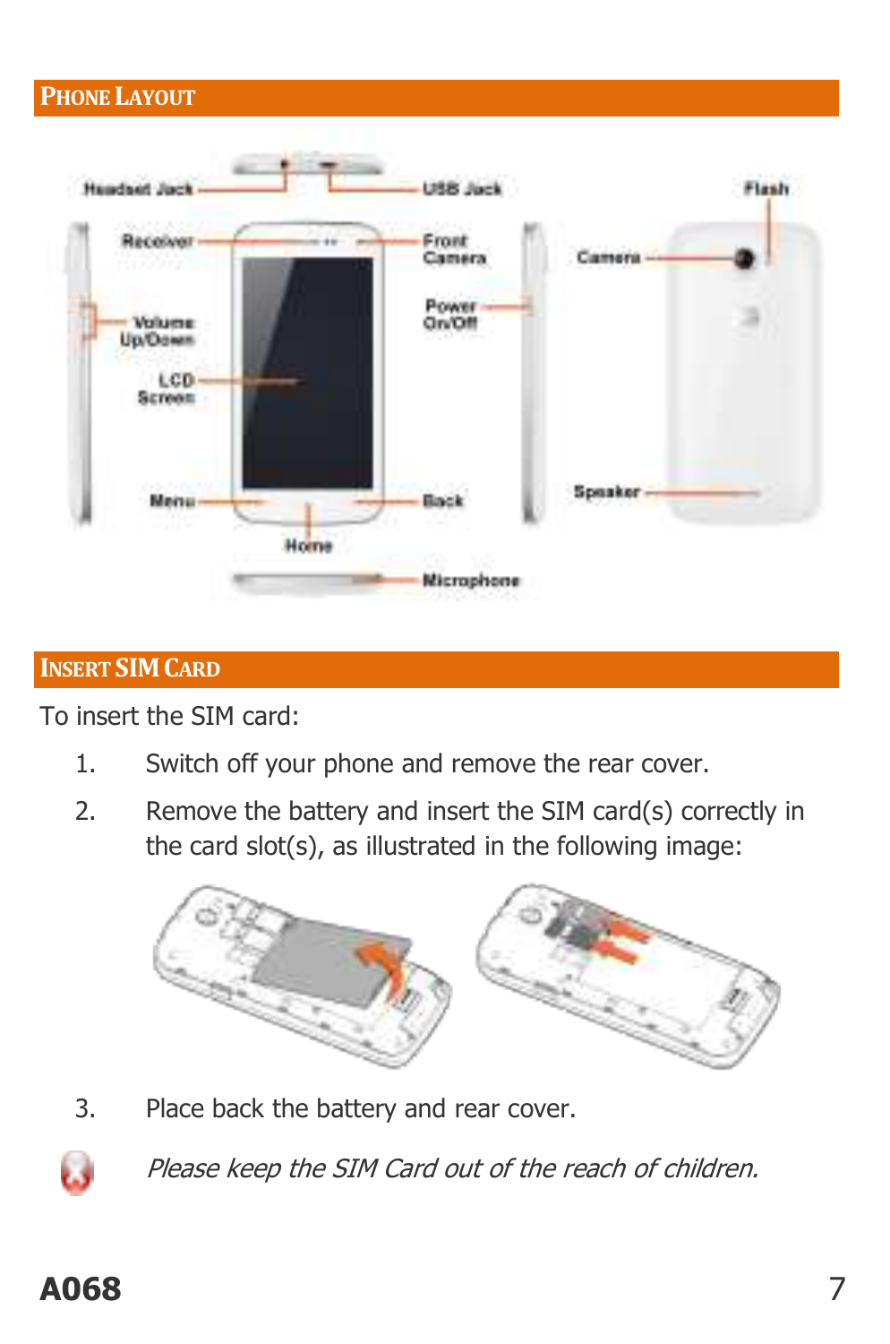## PHONE LAYOUT

## INSERT SIM CARD

To insert the SIM card:

1. Switch off your phone and remove the rear cover.
2. Remove the battery and insert the SIM card(s) correctly in the card slot(s), as illustrated in the following image:
3. Place back the battery and rear cover.

*Please keep the SIM Card out of the reach of children.*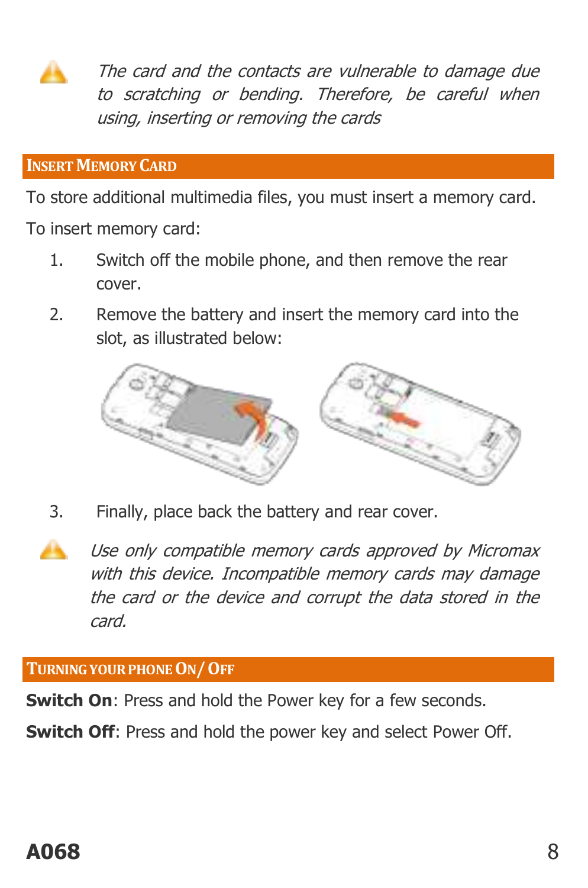*The card and the contacts are vulnerable to damage due to scratching or bending. Therefore, be careful when using, inserting or removing the cards*

## Insert Memory Card

To store additional multimedia files, you must insert a memory card.

To insert memory card:

1. Switch off the mobile phone, and then remove the rear cover.
2. Remove the battery and insert the memory card into the slot, as illustrated below:
3. Finally, place back the battery and rear cover.

*Use only compatible memory cards approved by Micromax with this device. Incompatible memory cards may damage the card or the device and corrupt the data stored in the card.*

## Turning your phone On/ Off

**Switch On**: Press and hold the Power key for a few seconds.

**Switch Off**: Press and hold the power key and select Power Off.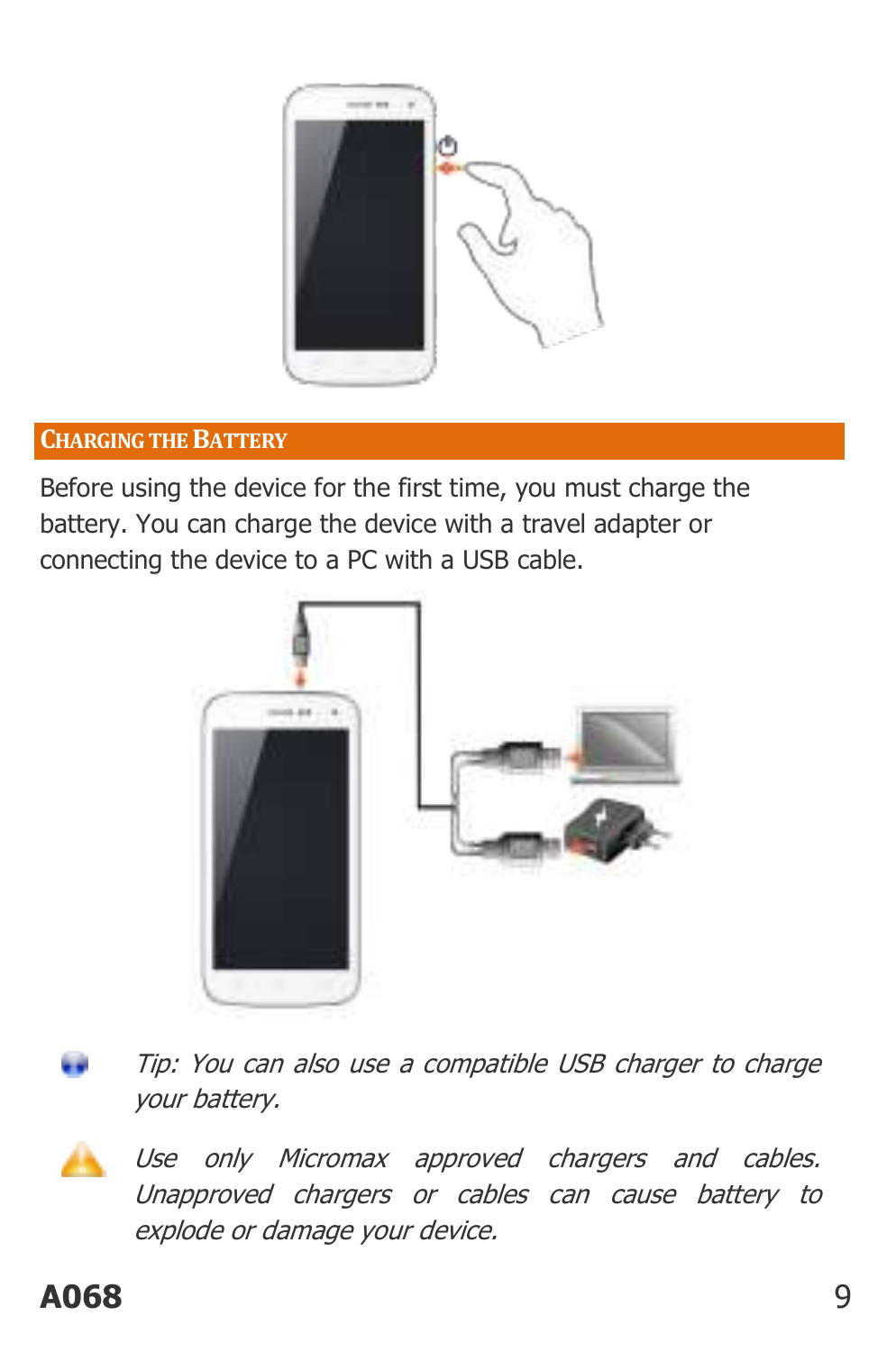## CHARGING THE BATTERY

Before using the device for the first time, you must charge the battery. You can charge the device with a travel adapter or connecting the device to a PC with a USB cable.

*Tip: You can also use a compatible USB charger to charge your battery.*

*Use only Micromax approved chargers and cables. Unapproved chargers or cables can cause battery to explode or damage your device.*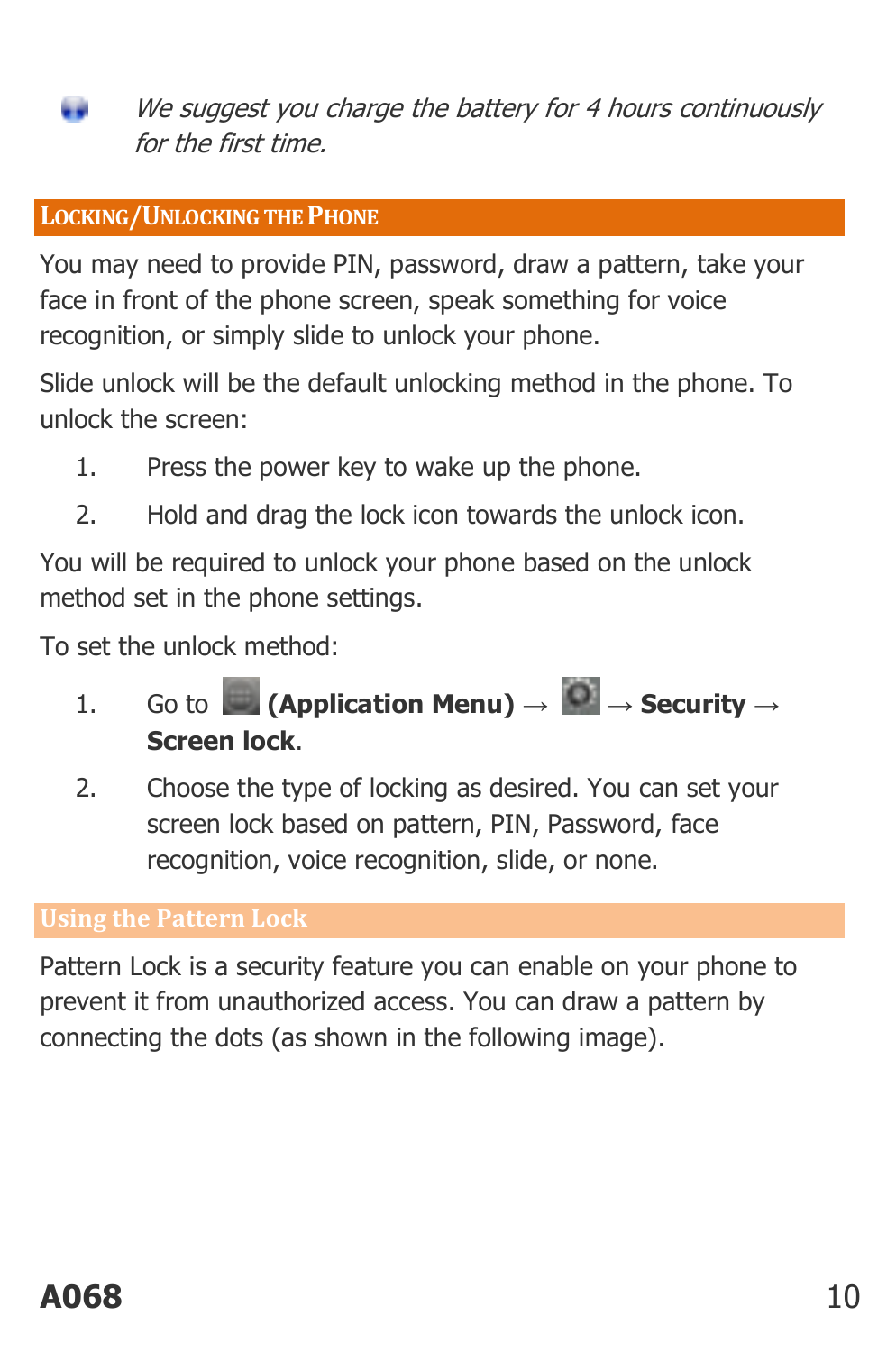*We suggest you charge the battery for 4 hours continuously for the first time.*

## Locking/Unlocking the Phone

You may need to provide PIN, password, draw a pattern, take your face in front of the phone screen, speak something for voice recognition, or simply slide to unlock your phone.

Slide unlock will be the default unlocking method in the phone. To unlock the screen:

1. Press the power key to wake up the phone.
2. Hold and drag the lock icon towards the unlock icon.

You will be required to unlock your phone based on the unlock method set in the phone settings.

To set the unlock method:

1. Go to **(Application Menu)** → → **Security** → **Screen lock**.
2. Choose the type of locking as desired. You can set your screen lock based on pattern, PIN, Password, face recognition, voice recognition, slide, or none.

### Using the Pattern Lock

Pattern Lock is a security feature you can enable on your phone to prevent it from unauthorized access. You can draw a pattern by connecting the dots (as shown in the following image).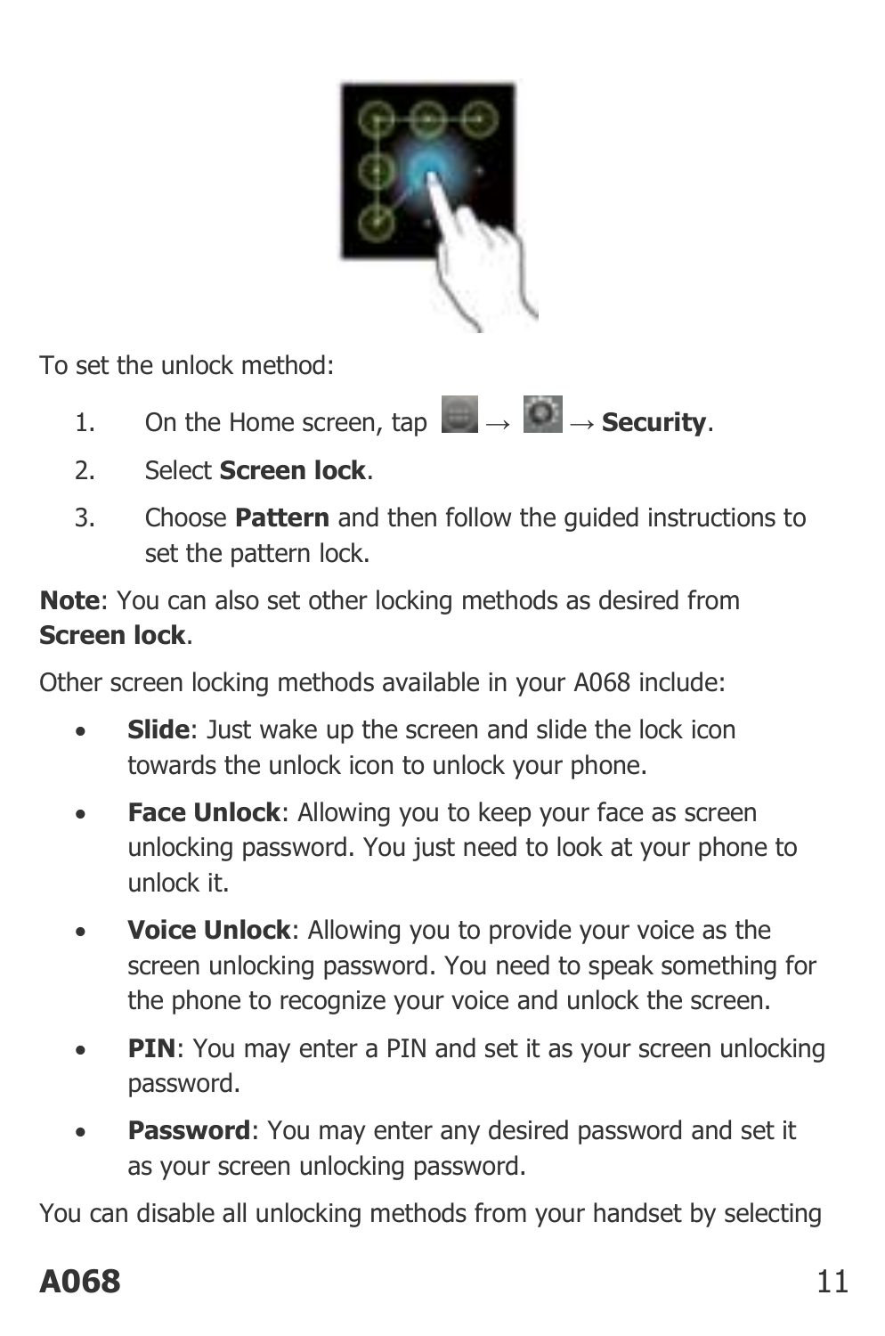To set the unlock method:

1. On the Home screen, tap → → **Security**.
2. Select **Screen lock**.
3. Choose **Pattern** and then follow the guided instructions to set the pattern lock.

**Note**: You can also set other locking methods as desired from **Screen lock**.

Other screen locking methods available in your A068 include:

- **Slide**: Just wake up the screen and slide the lock icon towards the unlock icon to unlock your phone.
- **Face Unlock**: Allowing you to keep your face as screen unlocking password. You just need to look at your phone to unlock it.
- **Voice Unlock**: Allowing you to provide your voice as the screen unlocking password. You need to speak something for the phone to recognize your voice and unlock the screen.
- **PIN**: You may enter a PIN and set it as your screen unlocking password.
- **Password**: You may enter any desired password and set it as your screen unlocking password.

You can disable all unlocking methods from your handset by selecting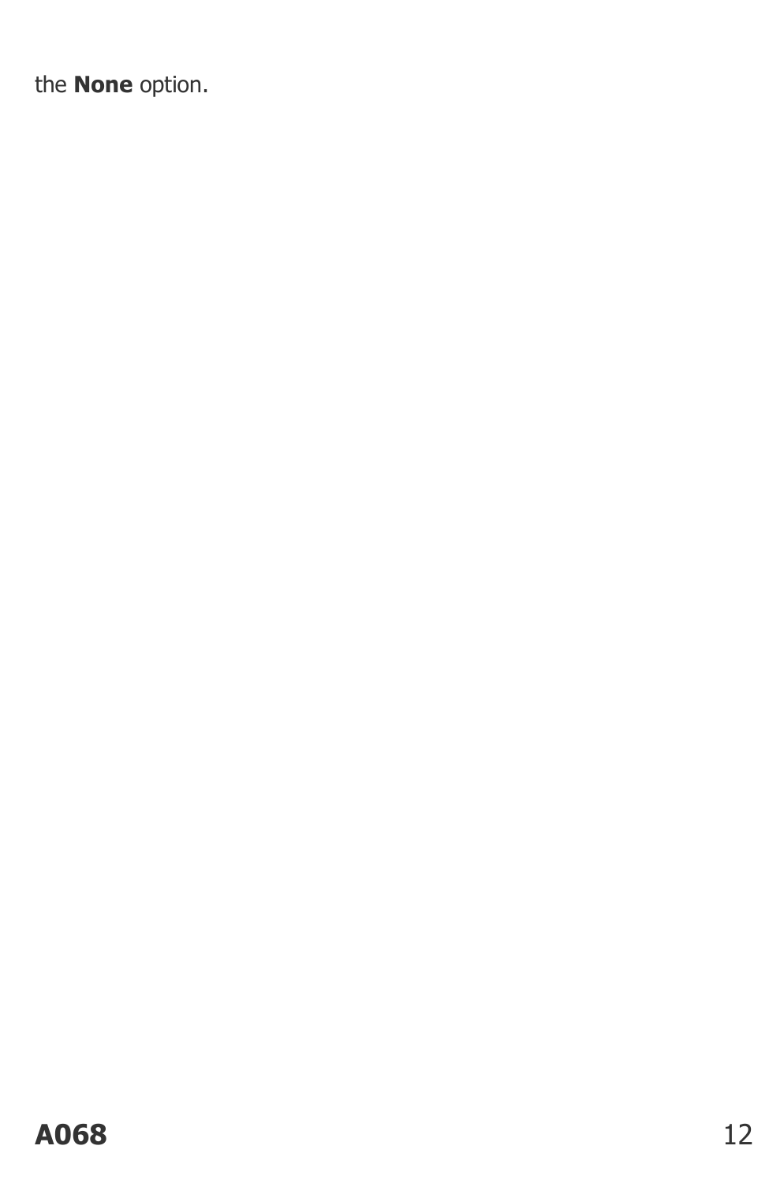the **None** option.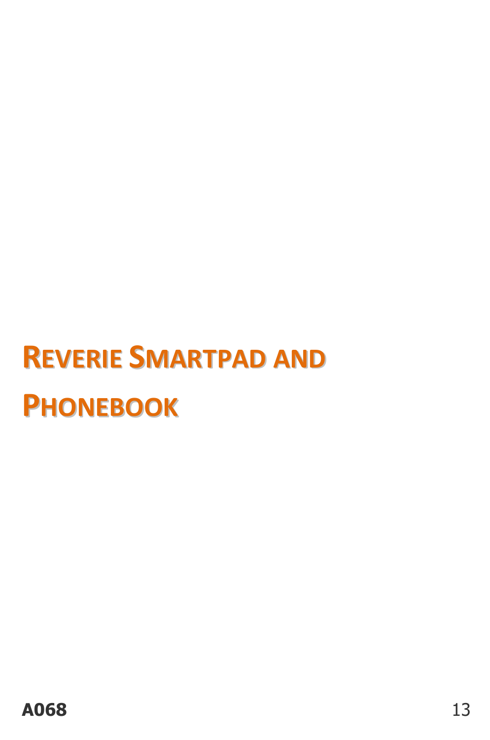# Reverie Smartpad and Phonebook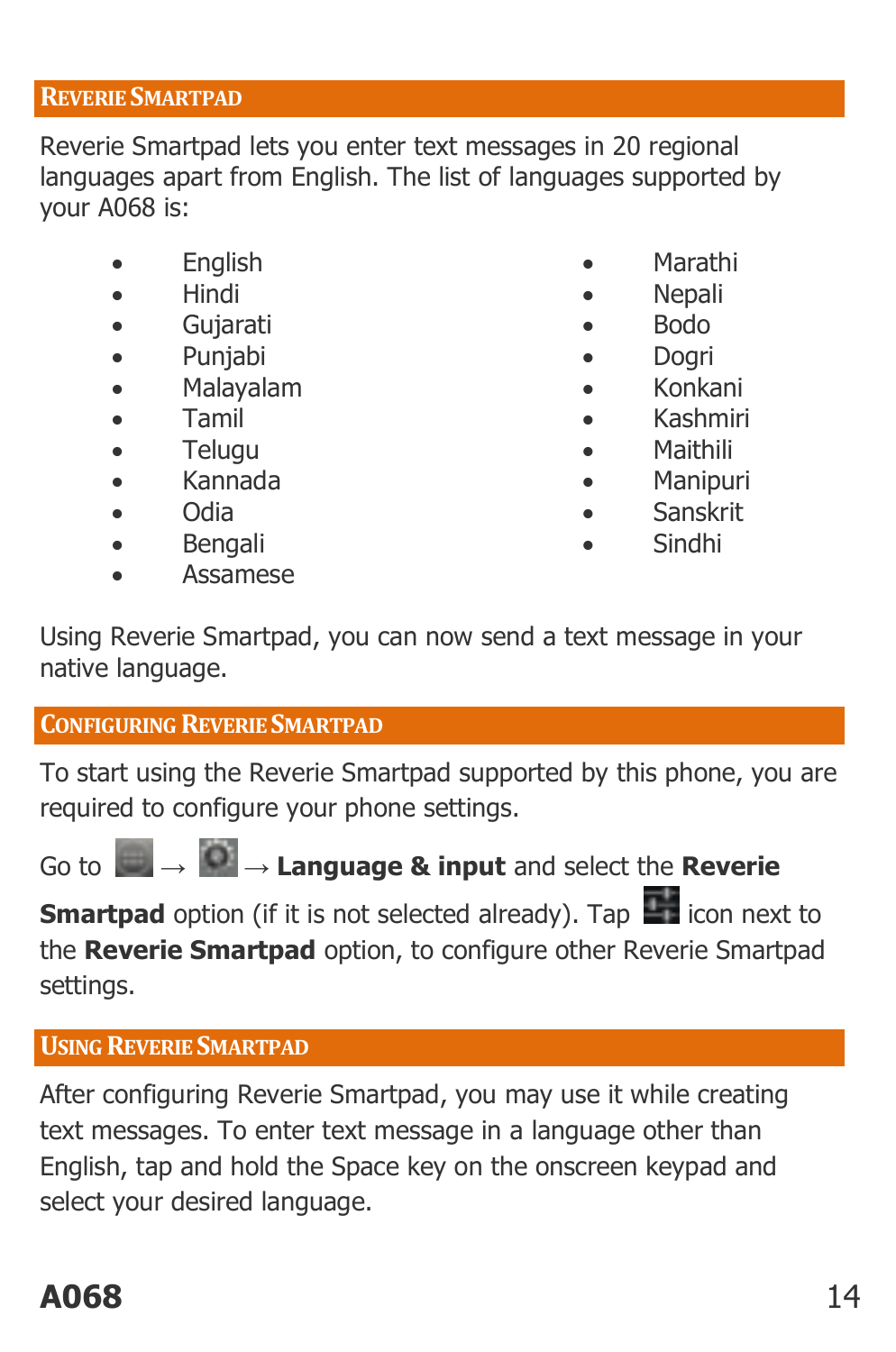## Reverie Smartpad

Reverie Smartpad lets you enter text messages in 20 regional languages apart from English. The list of languages supported by your A068 is:

- English
- Hindi
- Gujarati
- Punjabi
- Malayalam
- Tamil
- Telugu
- Kannada
- Odia
- Bengali
- Assamese
- Marathi
- Nepali
- Bodo
- Dogri
- Konkani
- Kashmiri
- Maithili
- Manipuri
- Sanskrit
- Sindhi

Using Reverie Smartpad, you can now send a text message in your native language.

## Configuring Reverie Smartpad

To start using the Reverie Smartpad supported by this phone, you are required to configure your phone settings.

Go to → → **Language & input** and select the **Reverie Smartpad** option (if it is not selected already). Tap icon next to the **Reverie Smartpad** option, to configure other Reverie Smartpad settings.

## Using Reverie Smartpad

After configuring Reverie Smartpad, you may use it while creating text messages. To enter text message in a language other than English, tap and hold the Space key on the onscreen keypad and select your desired language.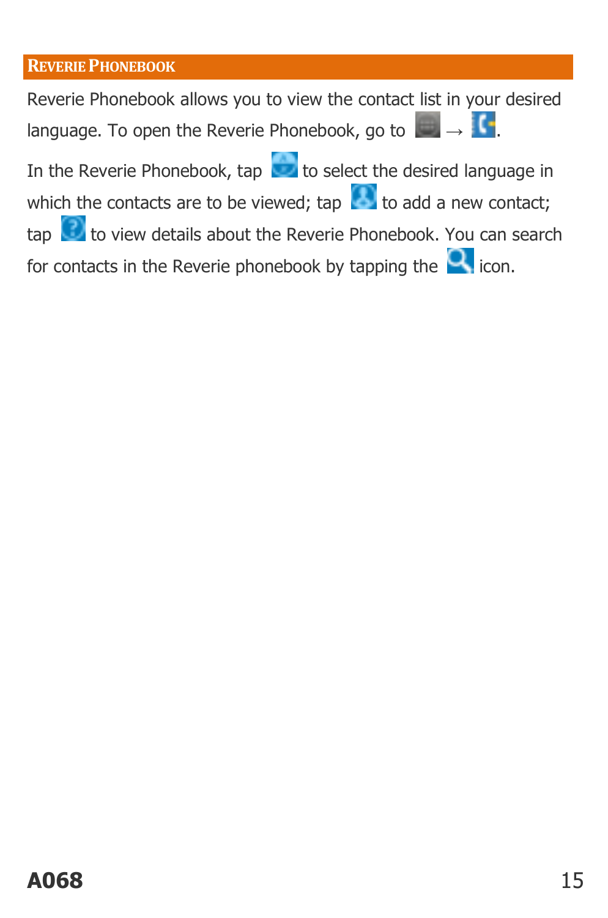## Reverie Phonebook

Reverie Phonebook allows you to view the contact list in your desired language. To open the Reverie Phonebook, go to → .

In the Reverie Phonebook, tap to select the desired language in which the contacts are to be viewed; tap to add a new contact; tap to view details about the Reverie Phonebook. You can search for contacts in the Reverie phonebook by tapping the icon.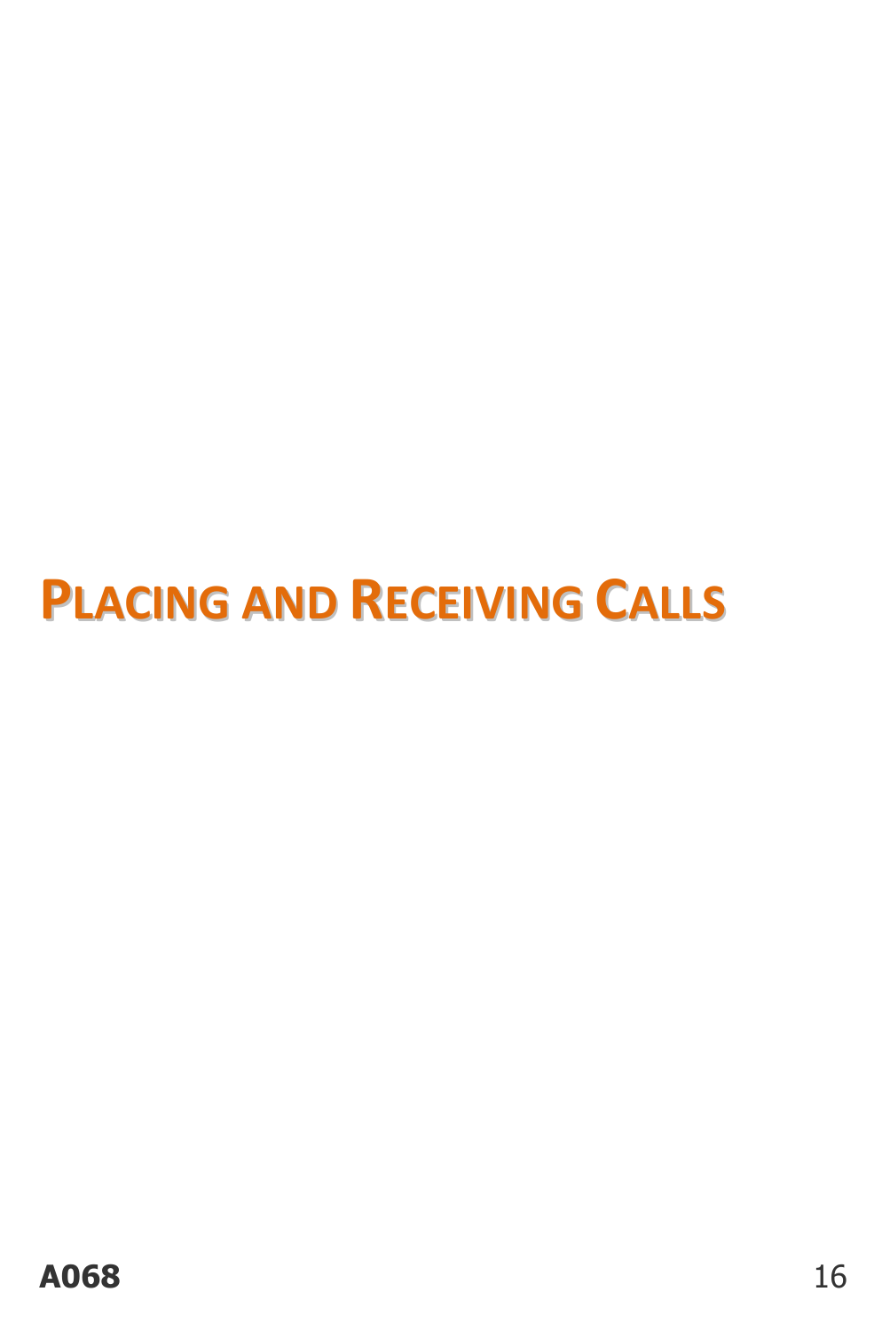# PLACING AND RECEIVING CALLS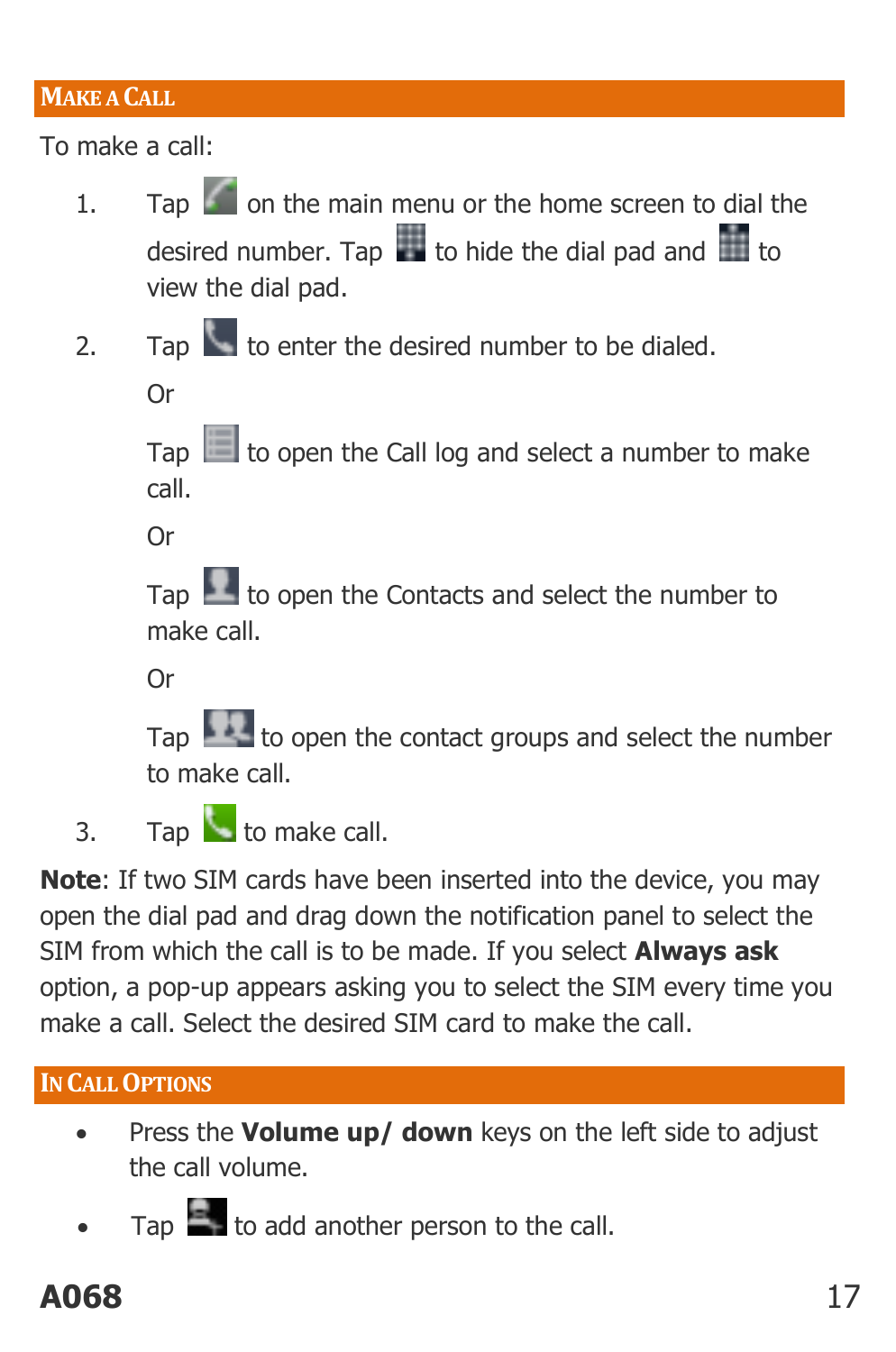## MAKE A CALL

To make a call:

1. Tap on the main menu or the home screen to dial the desired number. Tap to hide the dial pad and to view the dial pad.
2. Tap to enter the desired number to be dialed.

   Or

   Tap to open the Call log and select a number to make call.

   Or

   Tap to open the Contacts and select the number to make call.

   Or

   Tap to open the contact groups and select the number to make call.
3. Tap to make call.

**Note**: If two SIM cards have been inserted into the device, you may open the dial pad and drag down the notification panel to select the SIM from which the call is to be made. If you select **Always ask** option, a pop-up appears asking you to select the SIM every time you make a call. Select the desired SIM card to make the call.

## IN CALL OPTIONS

- Press the **Volume up/ down** keys on the left side to adjust the call volume.
- Tap to add another person to the call.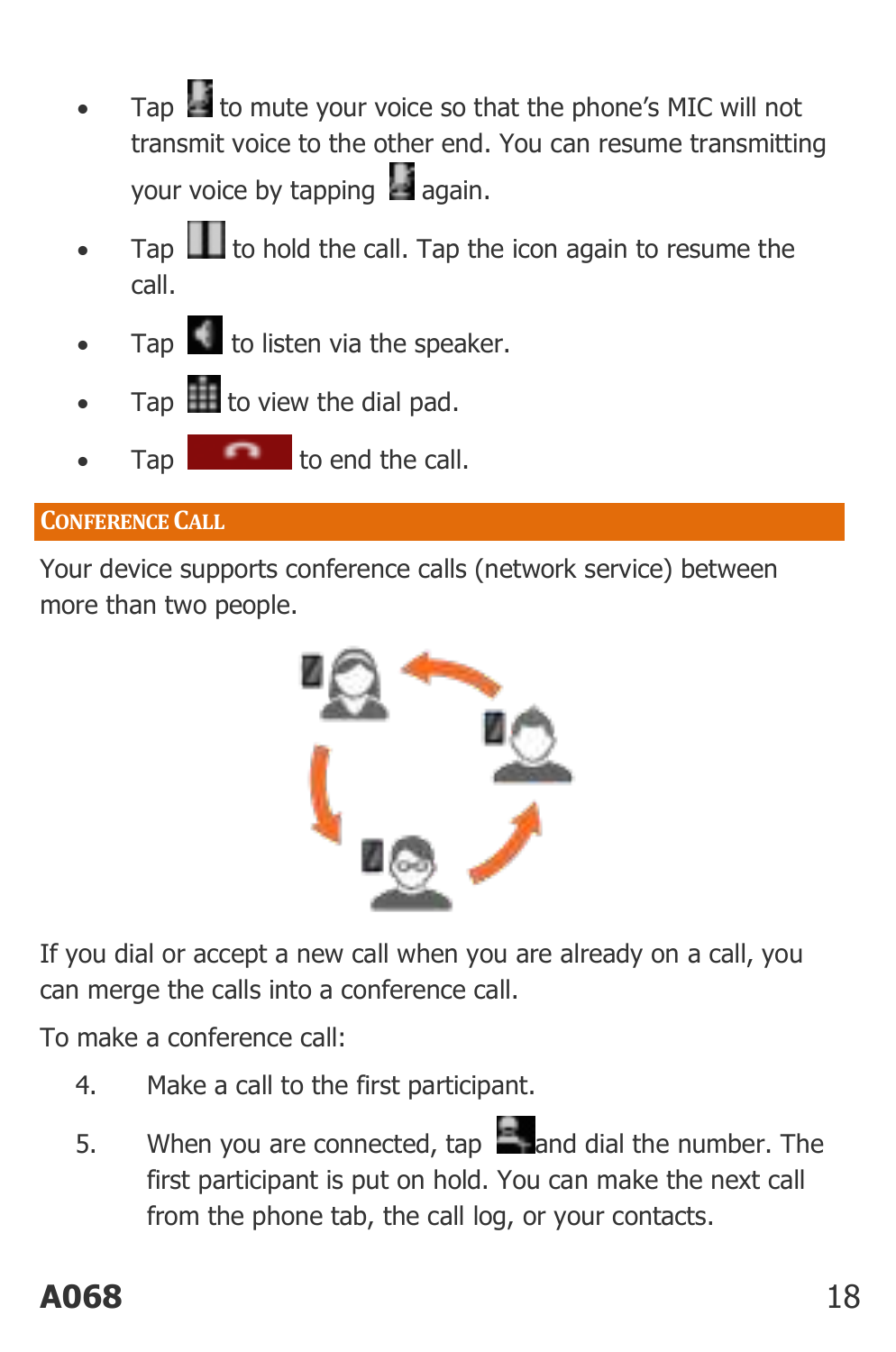- Tap to mute your voice so that the phone's MIC will not transmit voice to the other end. You can resume transmitting your voice by tapping again.
- Tap to hold the call. Tap the icon again to resume the call.
- Tap to listen via the speaker.
- Tap to view the dial pad.
- Tap to end the call.

## CONFERENCE CALL

Your device supports conference calls (network service) between more than two people.

If you dial or accept a new call when you are already on a call, you can merge the calls into a conference call.

To make a conference call:

4. Make a call to the first participant.
5. When you are connected, tap and dial the number. The first participant is put on hold. You can make the next call from the phone tab, the call log, or your contacts.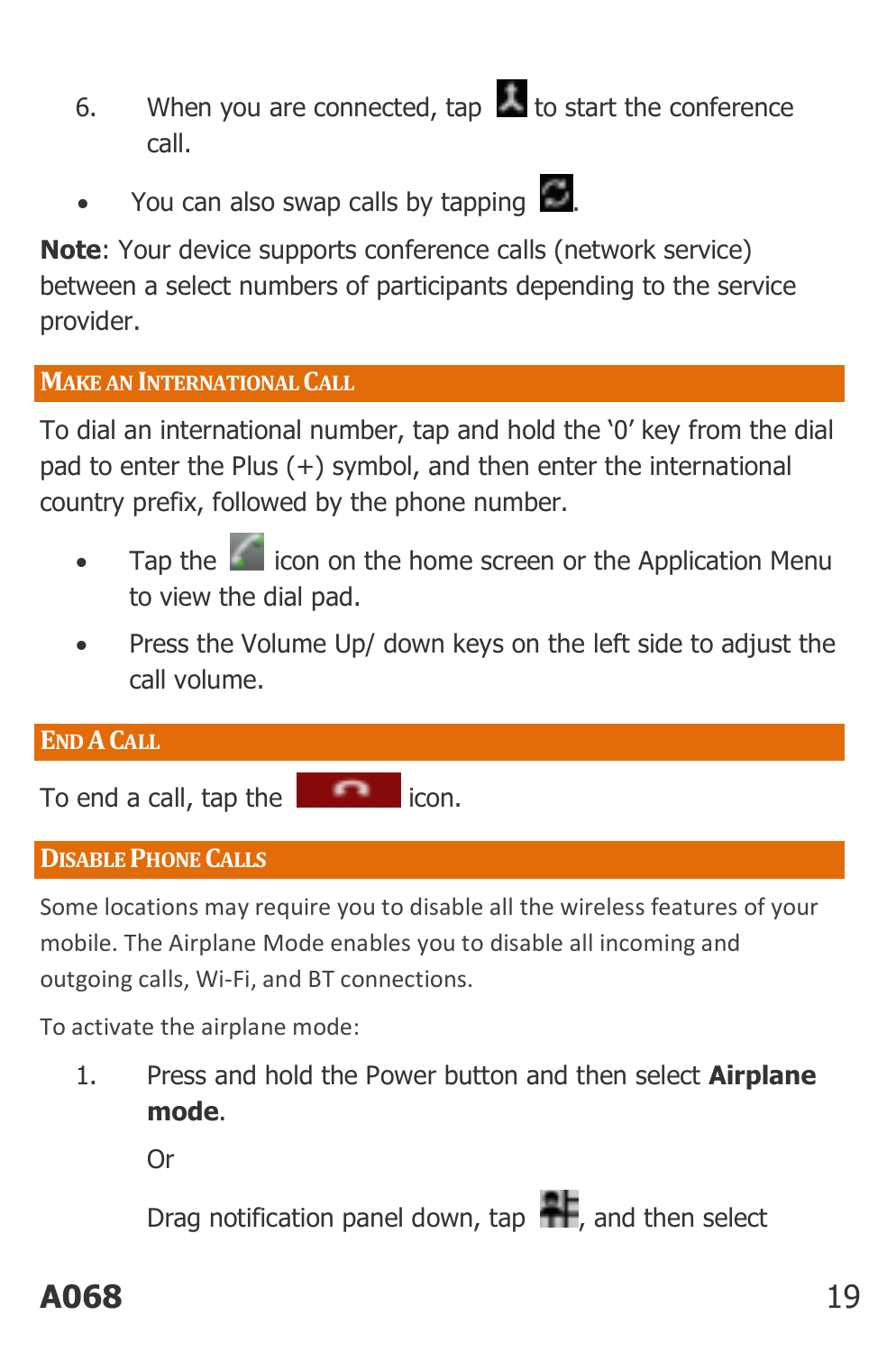6. When you are connected, tap to start the conference call.

- You can also swap calls by tapping .

**Note**: Your device supports conference calls (network service) between a select numbers of participants depending to the service provider.

## Make an International Call

To dial an international number, tap and hold the '0' key from the dial pad to enter the Plus (+) symbol, and then enter the international country prefix, followed by the phone number.

- Tap the icon on the home screen or the Application Menu to view the dial pad.
- Press the Volume Up/ down keys on the left side to adjust the call volume.

## End a Call

To end a call, tap the icon.

## Disable Phone Calls

Some locations may require you to disable all the wireless features of your mobile. The Airplane Mode enables you to disable all incoming and outgoing calls, Wi-Fi, and BT connections.

To activate the airplane mode:

1. Press and hold the Power button and then select **Airplane mode**.

   Or

   Drag notification panel down, tap , and then select

**A068**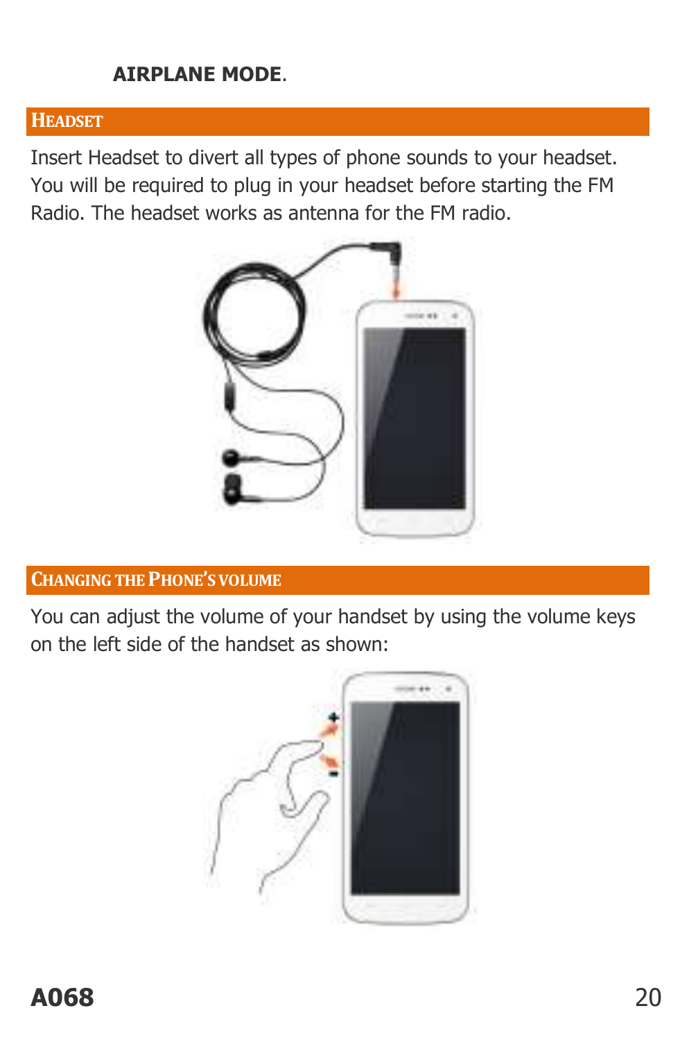**AIRPLANE MODE**.

## HEADSET

Insert Headset to divert all types of phone sounds to your headset. You will be required to plug in your headset before starting the FM Radio. The headset works as antenna for the FM radio.

## CHANGING THE PHONE'S VOLUME

You can adjust the volume of your handset by using the volume keys on the left side of the handset as shown: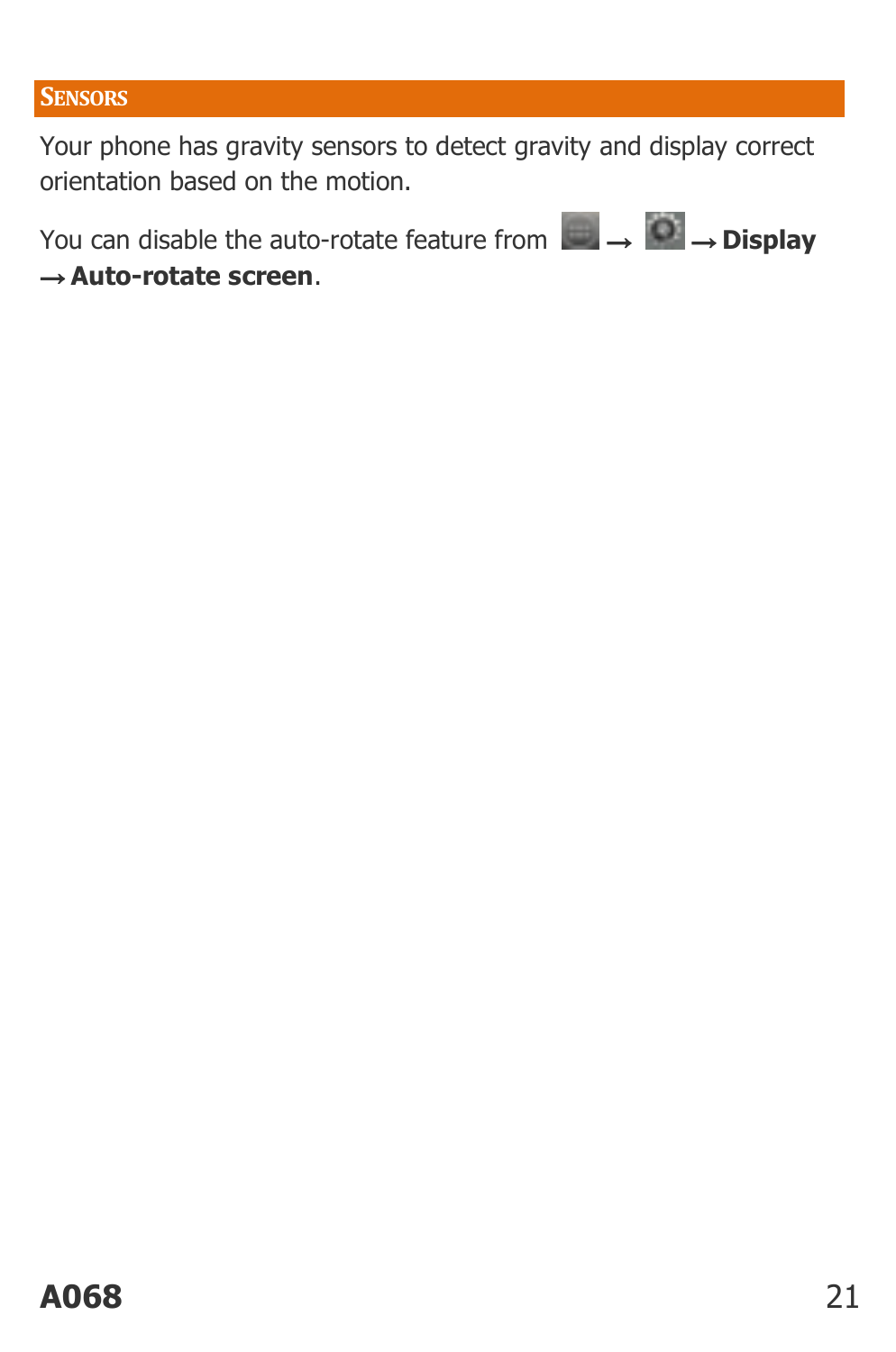## Sensors

Your phone has gravity sensors to detect gravity and display correct orientation based on the motion.

You can disable the auto-rotate feature from → → **Display** → **Auto-rotate screen**.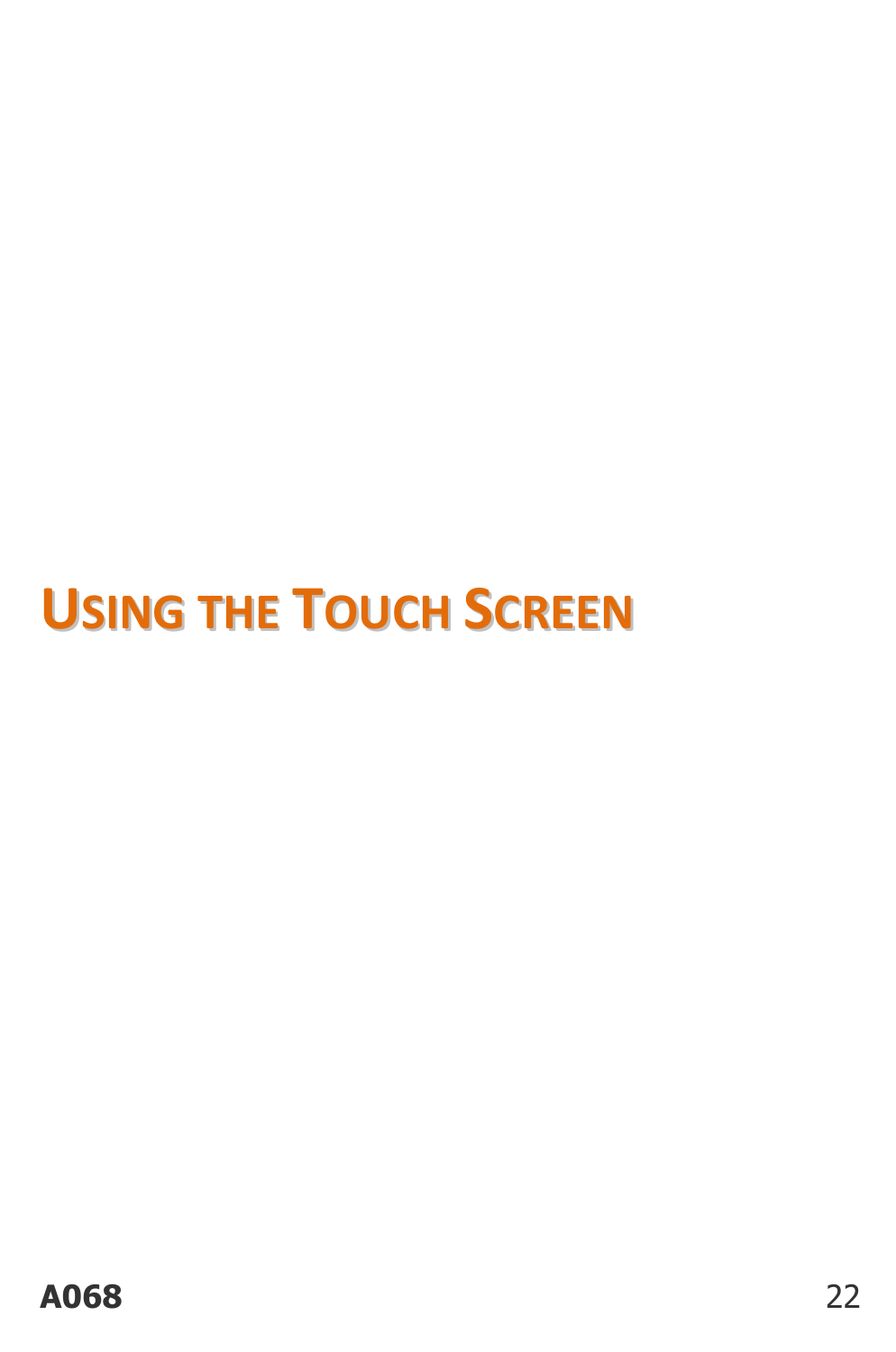# USING THE TOUCH SCREEN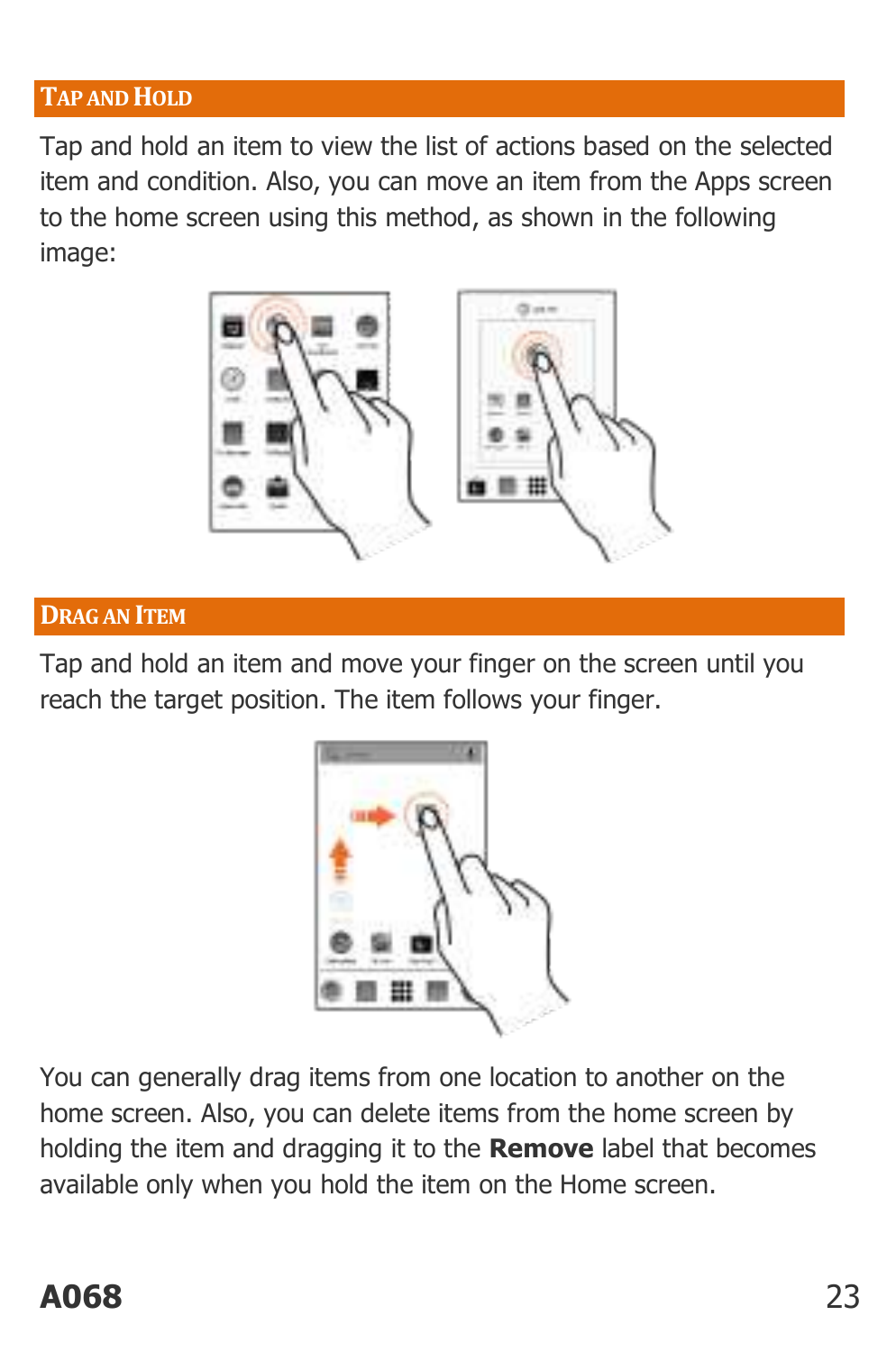## Tap and Hold

Tap and hold an item to view the list of actions based on the selected item and condition. Also, you can move an item from the Apps screen to the home screen using this method, as shown in the following image:

## Drag an Item

Tap and hold an item and move your finger on the screen until you reach the target position. The item follows your finger.

You can generally drag items from one location to another on the home screen. Also, you can delete items from the home screen by holding the item and dragging it to the **Remove** label that becomes available only when you hold the item on the Home screen.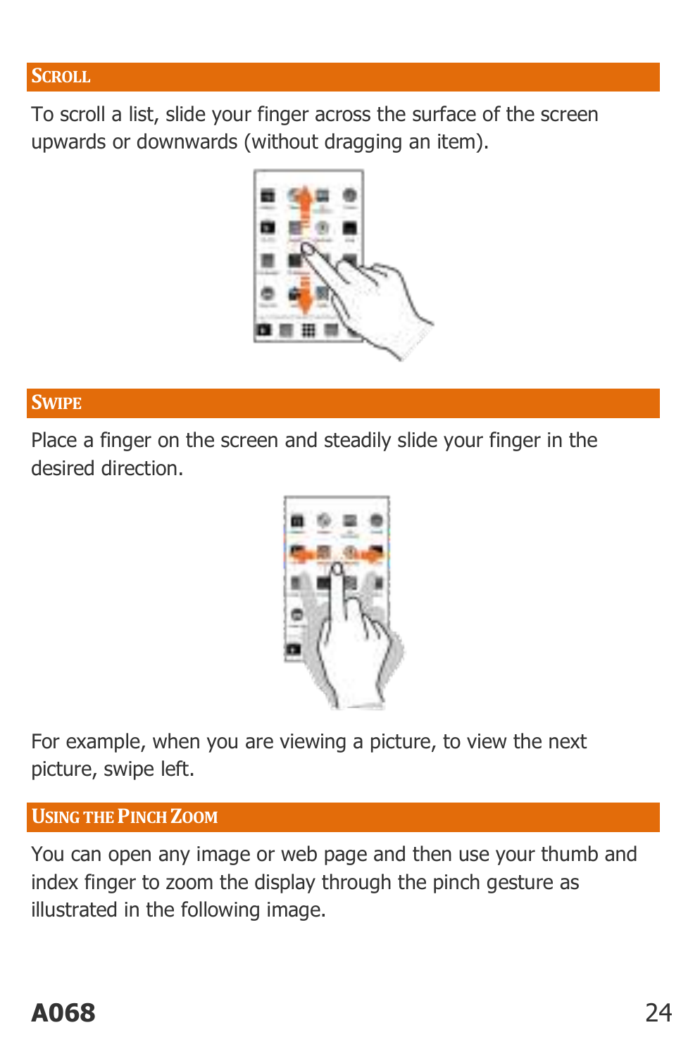## Scroll

To scroll a list, slide your finger across the surface of the screen upwards or downwards (without dragging an item).

## Swipe

Place a finger on the screen and steadily slide your finger in the desired direction.

For example, when you are viewing a picture, to view the next picture, swipe left.

## Using the Pinch Zoom

You can open any image or web page and then use your thumb and index finger to zoom the display through the pinch gesture as illustrated in the following image.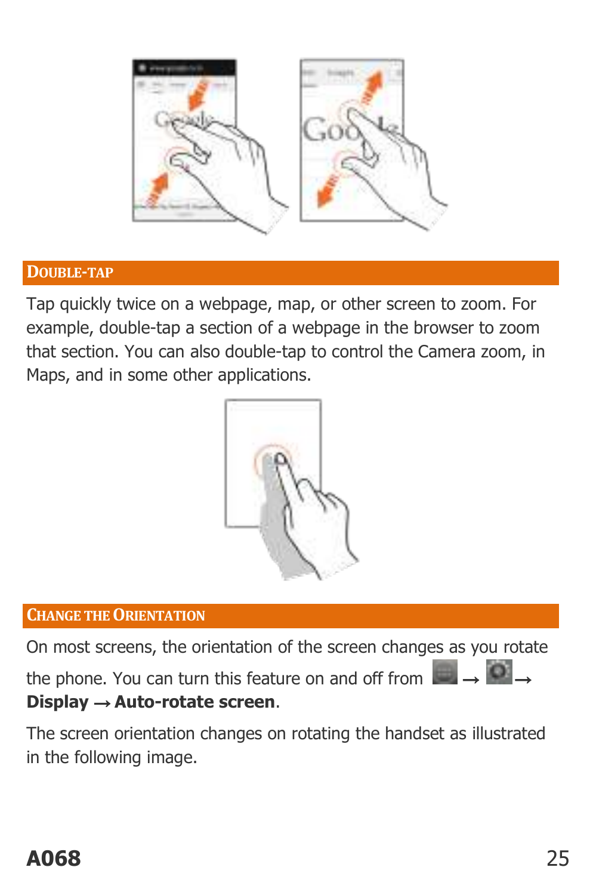## DOUBLE-TAP

Tap quickly twice on a webpage, map, or other screen to zoom. For example, double-tap a section of a webpage in the browser to zoom that section. You can also double-tap to control the Camera zoom, in Maps, and in some other applications.

## CHANGE THE ORIENTATION

On most screens, the orientation of the screen changes as you rotate the phone. You can turn this feature on and off from → → **Display → Auto-rotate screen**.

The screen orientation changes on rotating the handset as illustrated in the following image.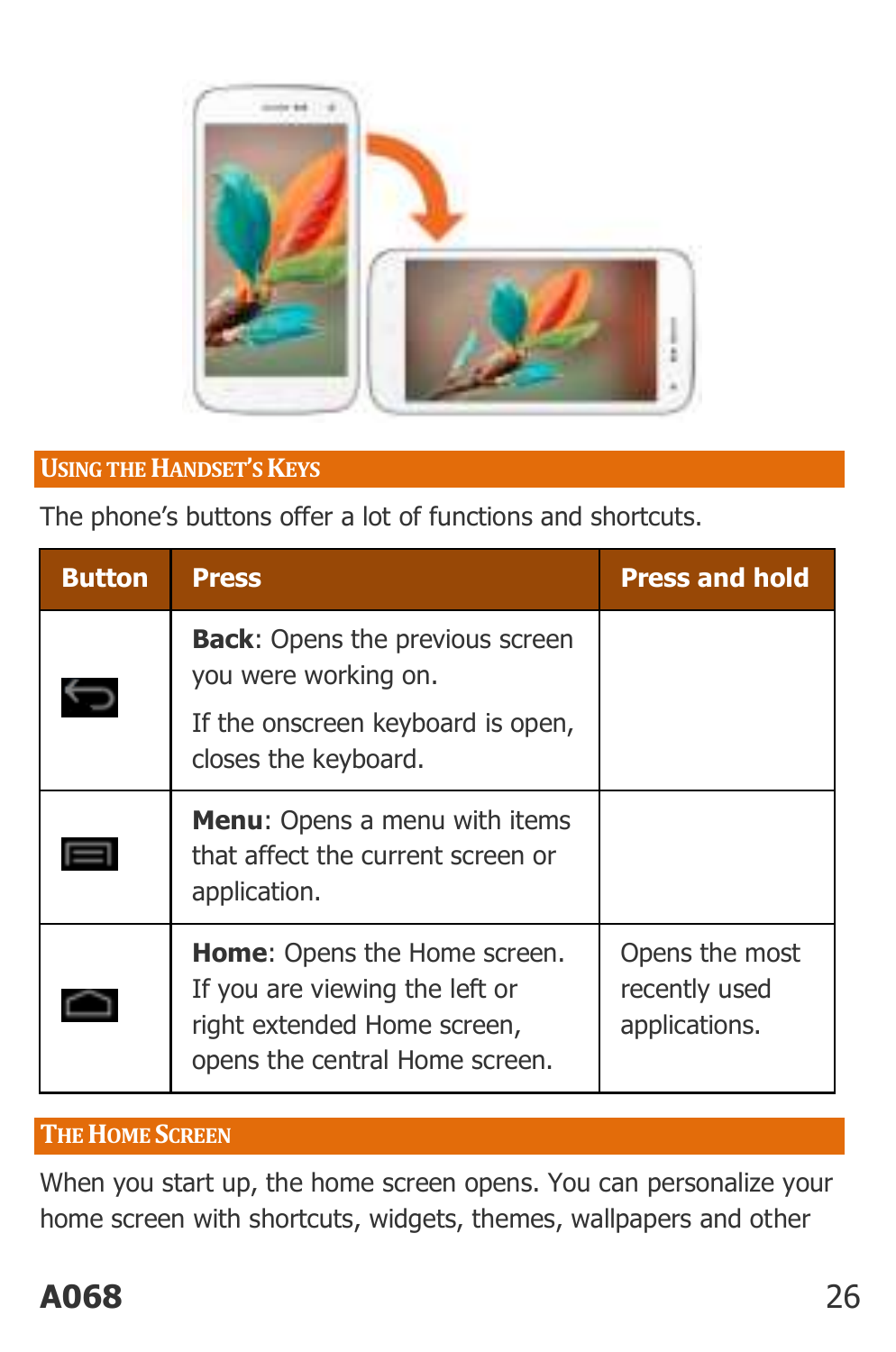## Using the Handset's Keys

The phone's buttons offer a lot of functions and shortcuts.

| Button | Press | Press and hold |
|---|---|---|
| ⮌ | **Back**: Opens the previous screen you were working on. If the onscreen keyboard is open, closes the keyboard. | |
| ☰ | **Menu**: Opens a menu with items that affect the current screen or application. | |
| ⌂ | **Home**: Opens the Home screen. If you are viewing the left or right extended Home screen, opens the central Home screen. | Opens the most recently used applications. |

## The Home Screen

When you start up, the home screen opens. You can personalize your home screen with shortcuts, widgets, themes, wallpapers and other

**A068**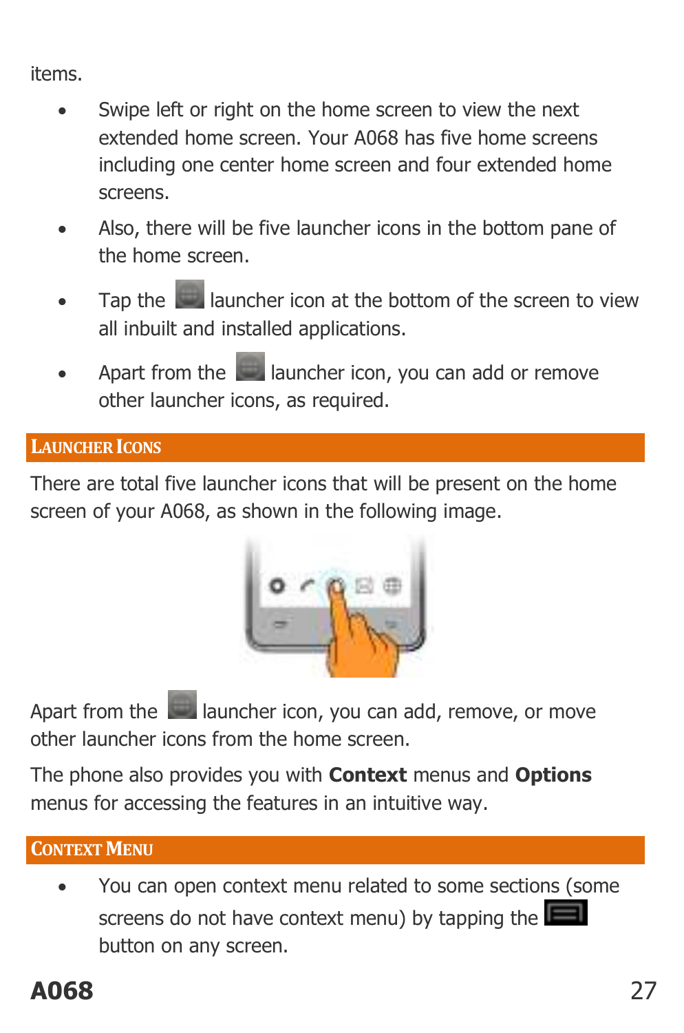items.

- Swipe left or right on the home screen to view the next extended home screen. Your A068 has five home screens including one center home screen and four extended home screens.
- Also, there will be five launcher icons in the bottom pane of the home screen.
- Tap the launcher icon at the bottom of the screen to view all inbuilt and installed applications.
- Apart from the launcher icon, you can add or remove other launcher icons, as required.

## Launcher Icons

There are total five launcher icons that will be present on the home screen of your A068, as shown in the following image.

Apart from the launcher icon, you can add, remove, or move other launcher icons from the home screen.

The phone also provides you with **Context** menus and **Options** menus for accessing the features in an intuitive way.

## Context Menu

- You can open context menu related to some sections (some screens do not have context menu) by tapping the button on any screen.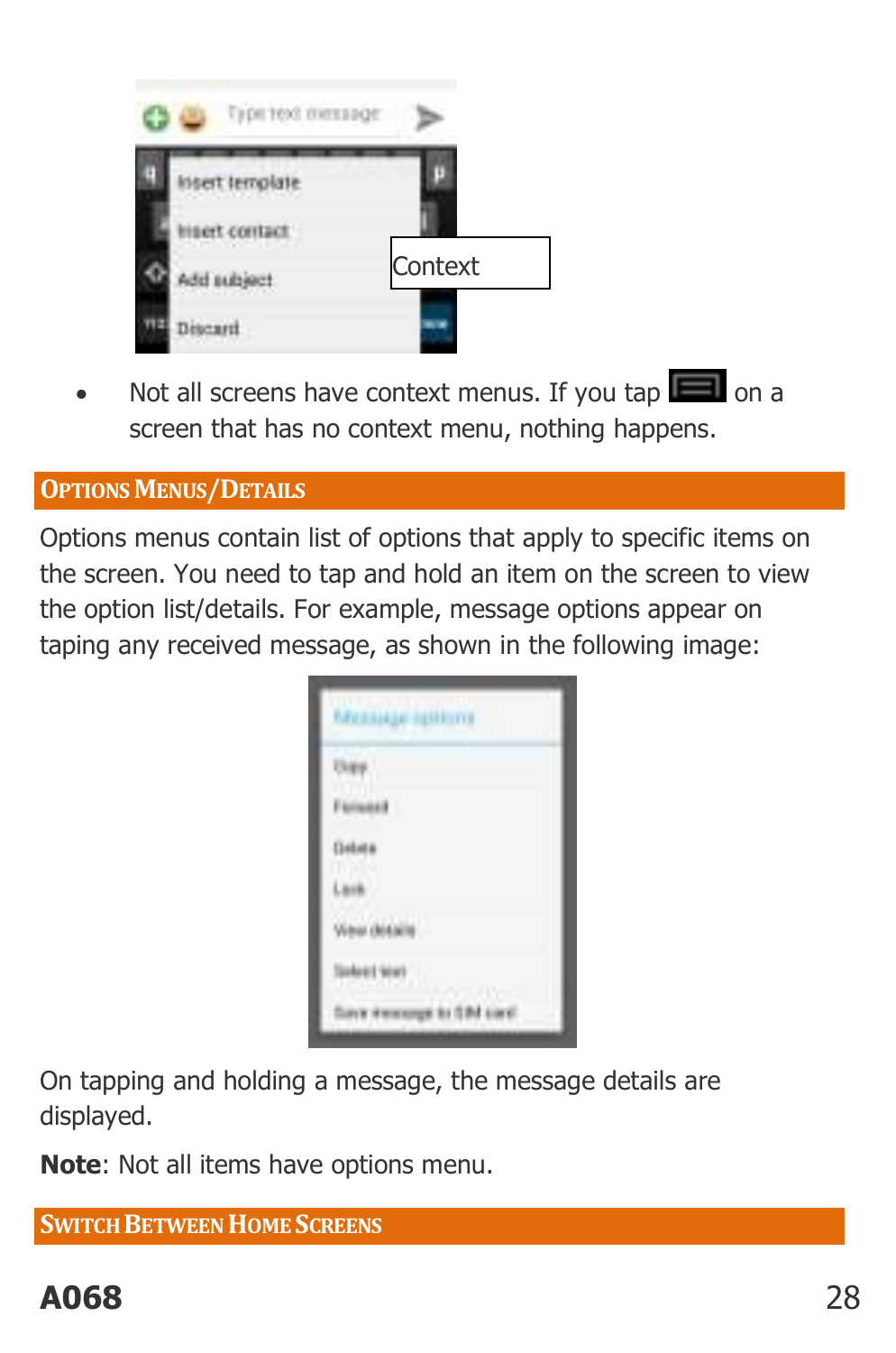- Not all screens have context menus. If you tap on a screen that has no context menu, nothing happens.

## OPTIONS MENUS/DETAILS

Options menus contain list of options that apply to specific items on the screen. You need to tap and hold an item on the screen to view the option list/details. For example, message options appear on taping any received message, as shown in the following image:

On tapping and holding a message, the message details are displayed.

**Note**: Not all items have options menu.

## SWITCH BETWEEN HOME SCREENS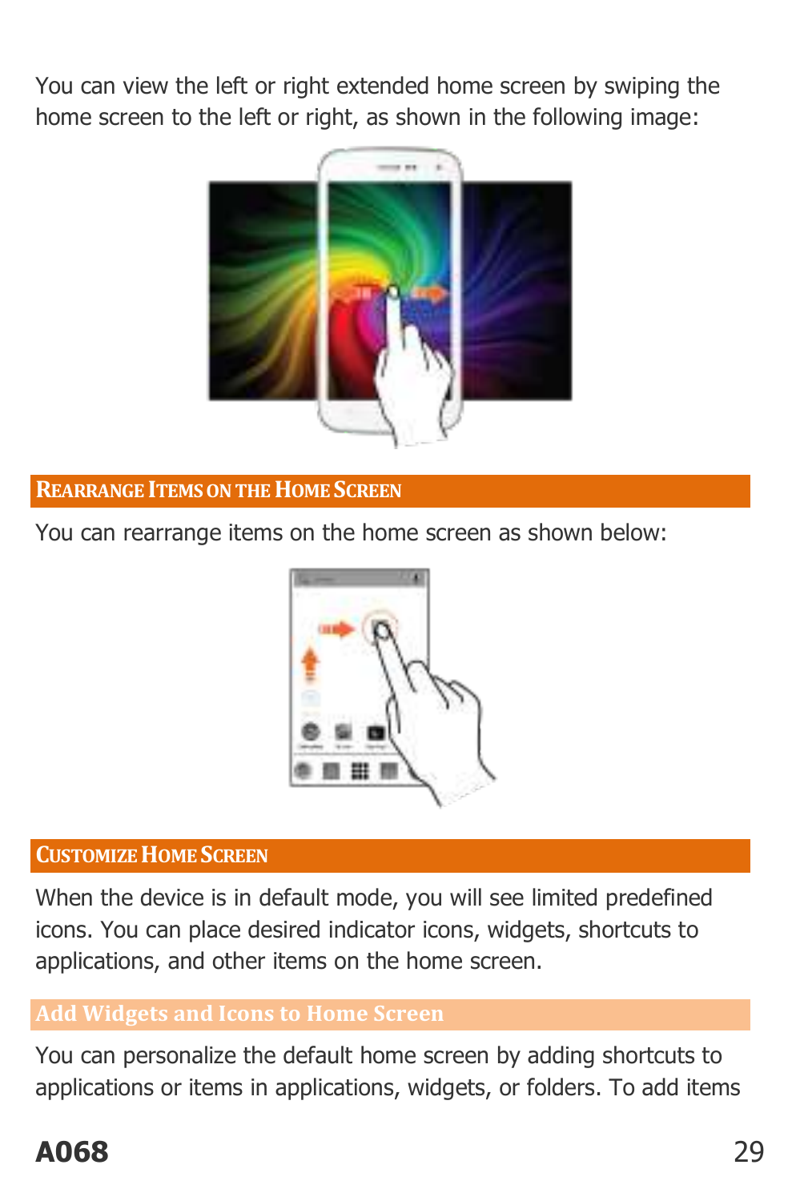You can view the left or right extended home screen by swiping the home screen to the left or right, as shown in the following image:

## Rearrange Items on the Home Screen

You can rearrange items on the home screen as shown below:

## Customize Home Screen

When the device is in default mode, you will see limited predefined icons. You can place desired indicator icons, widgets, shortcuts to applications, and other items on the home screen.

### Add Widgets and Icons to Home Screen

You can personalize the default home screen by adding shortcuts to applications or items in applications, widgets, or folders. To add items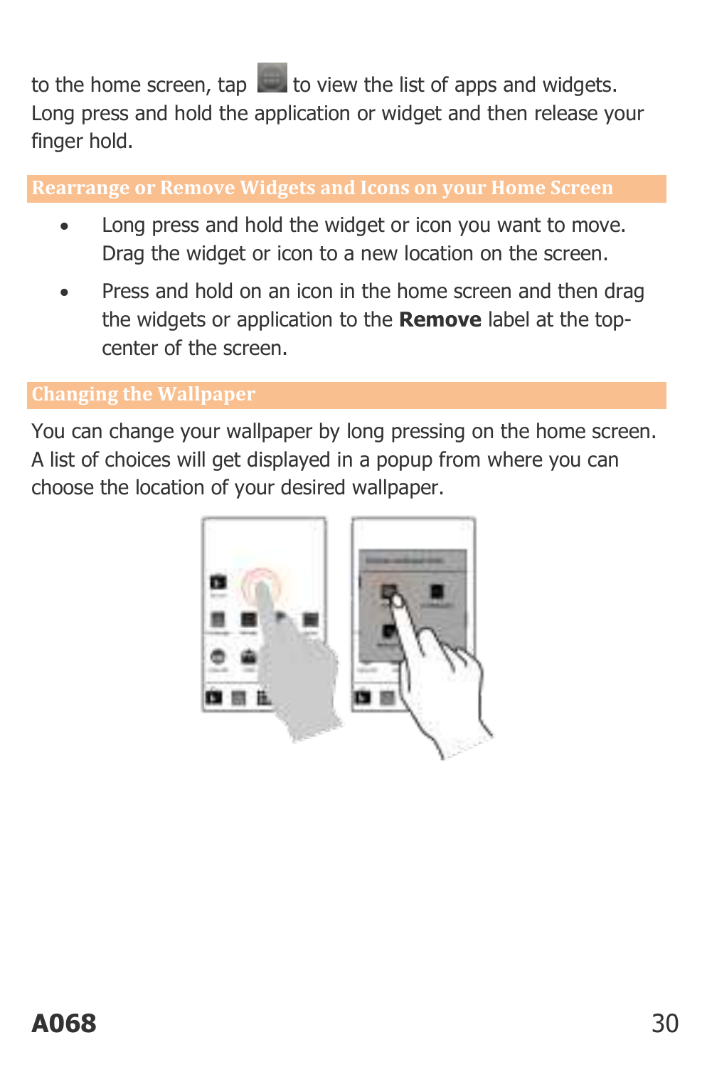to the home screen, tap to view the list of apps and widgets. Long press and hold the application or widget and then release your finger hold.

## Rearrange or Remove Widgets and Icons on your Home Screen

- Long press and hold the widget or icon you want to move. Drag the widget or icon to a new location on the screen.
- Press and hold on an icon in the home screen and then drag the widgets or application to the **Remove** label at the top-center of the screen.

## Changing the Wallpaper

You can change your wallpaper by long pressing on the home screen. A list of choices will get displayed in a popup from where you can choose the location of your desired wallpaper.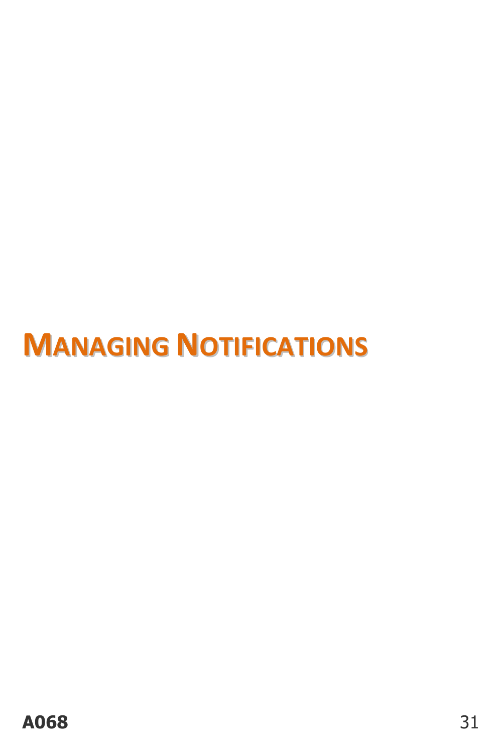# MANAGING NOTIFICATIONS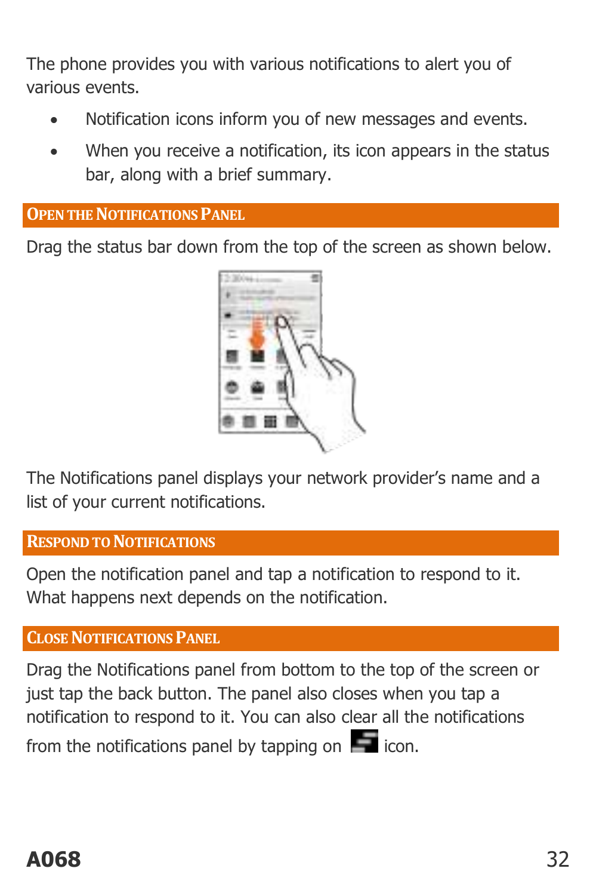The phone provides you with various notifications to alert you of various events.

- Notification icons inform you of new messages and events.
- When you receive a notification, its icon appears in the status bar, along with a brief summary.

## Open the Notifications Panel

Drag the status bar down from the top of the screen as shown below.

The Notifications panel displays your network provider's name and a list of your current notifications.

## Respond to Notifications

Open the notification panel and tap a notification to respond to it. What happens next depends on the notification.

## Close Notifications Panel

Drag the Notifications panel from bottom to the top of the screen or just tap the back button. The panel also closes when you tap a notification to respond to it. You can also clear all the notifications from the notifications panel by tapping on icon.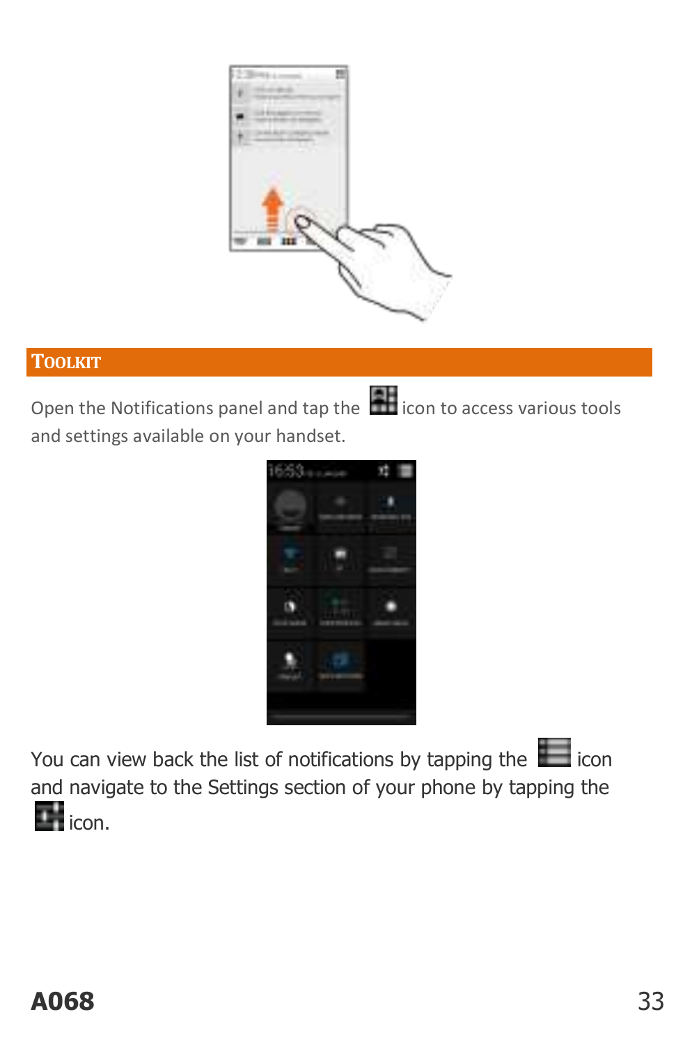## TOOLKIT

Open the Notifications panel and tap the icon to access various tools and settings available on your handset.

You can view back the list of notifications by tapping the icon and navigate to the Settings section of your phone by tapping the icon.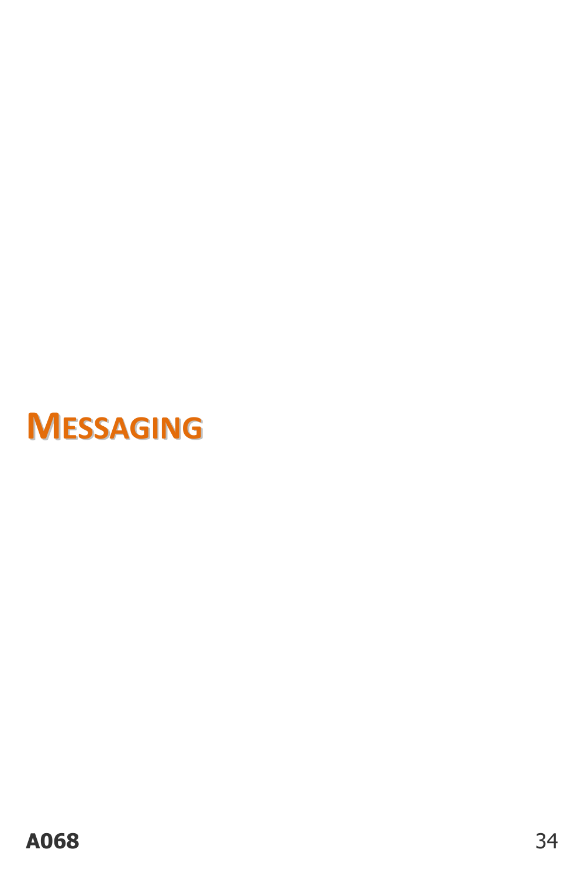# MESSAGING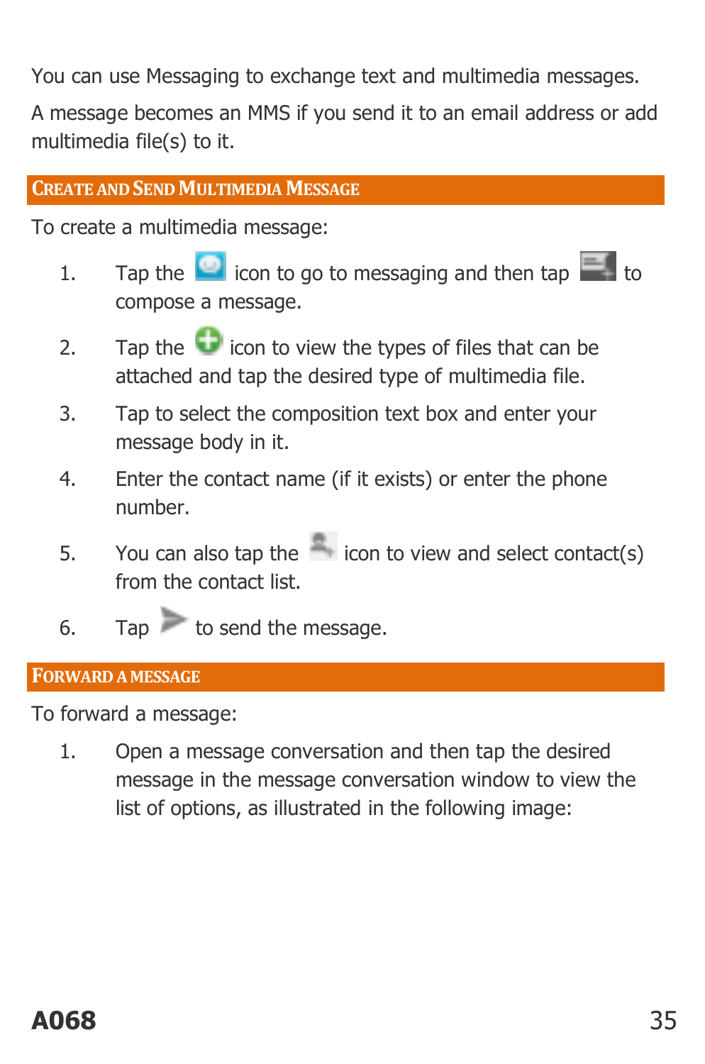You can use Messaging to exchange text and multimedia messages.

A message becomes an MMS if you send it to an email address or add multimedia file(s) to it.

## Create and Send Multimedia Message

To create a multimedia message:

1. Tap the icon to go to messaging and then tap to compose a message.
2. Tap the icon to view the types of files that can be attached and tap the desired type of multimedia file.
3. Tap to select the composition text box and enter your message body in it.
4. Enter the contact name (if it exists) or enter the phone number.
5. You can also tap the icon to view and select contact(s) from the contact list.
6. Tap to send the message.

## Forward a Message

To forward a message:

1. Open a message conversation and then tap the desired message in the message conversation window to view the list of options, as illustrated in the following image:

**A068**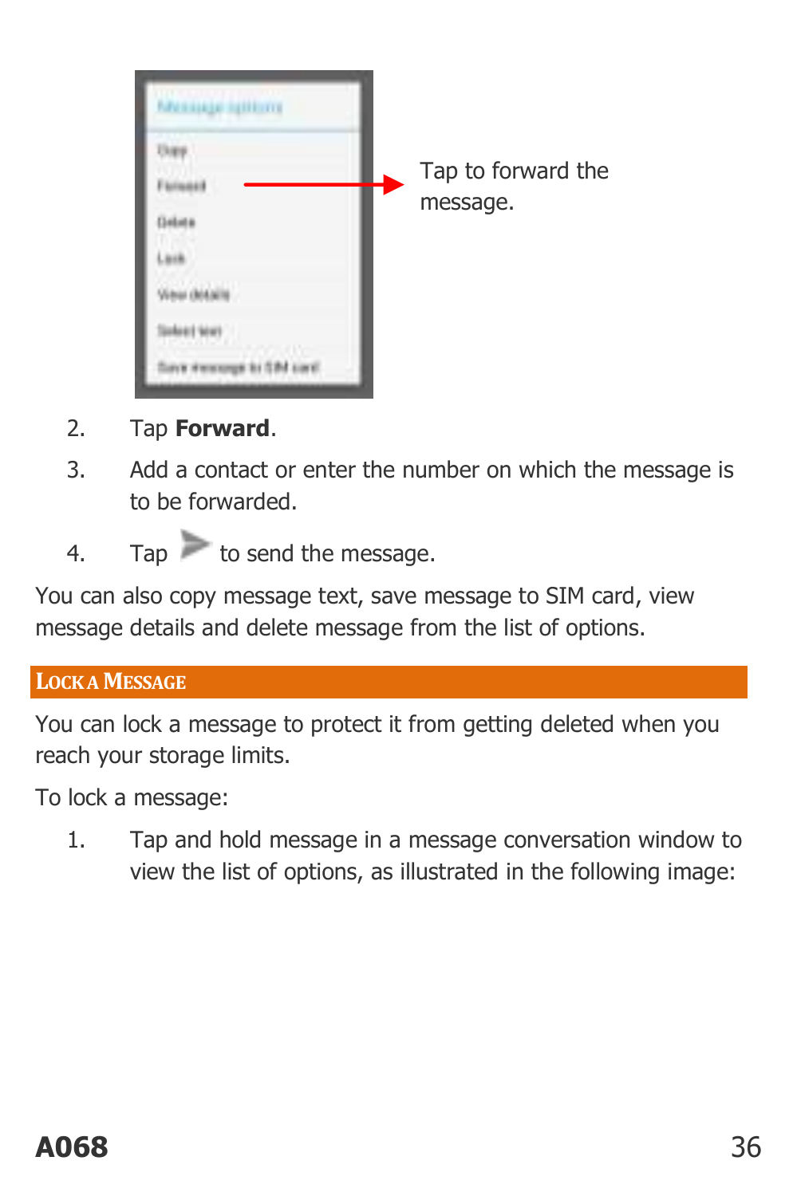Tap to forward the message.

2. Tap **Forward**.
3. Add a contact or enter the number on which the message is to be forwarded.
4. Tap to send the message.

You can also copy message text, save message to SIM card, view message details and delete message from the list of options.

## LOCK A MESSAGE

You can lock a message to protect it from getting deleted when you reach your storage limits.

To lock a message:

1. Tap and hold message in a message conversation window to view the list of options, as illustrated in the following image: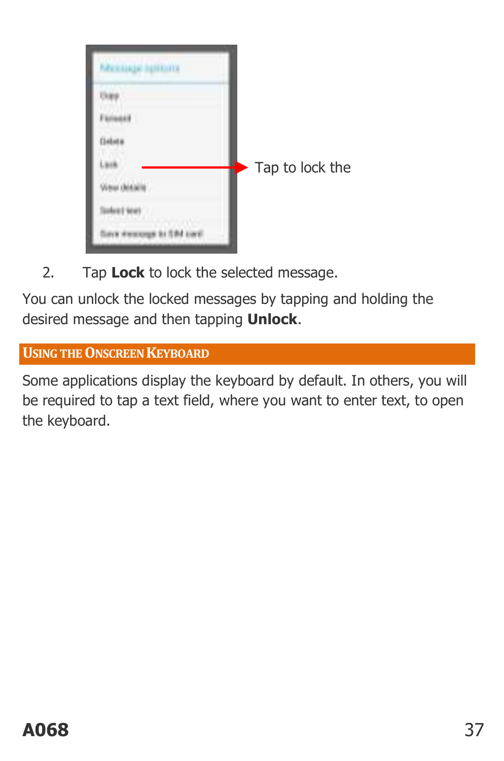Tap to lock the

2. Tap **Lock** to lock the selected message.

You can unlock the locked messages by tapping and holding the desired message and then tapping **Unlock**.

## Using the Onscreen Keyboard

Some applications display the keyboard by default. In others, you will be required to tap a text field, where you want to enter text, to open the keyboard.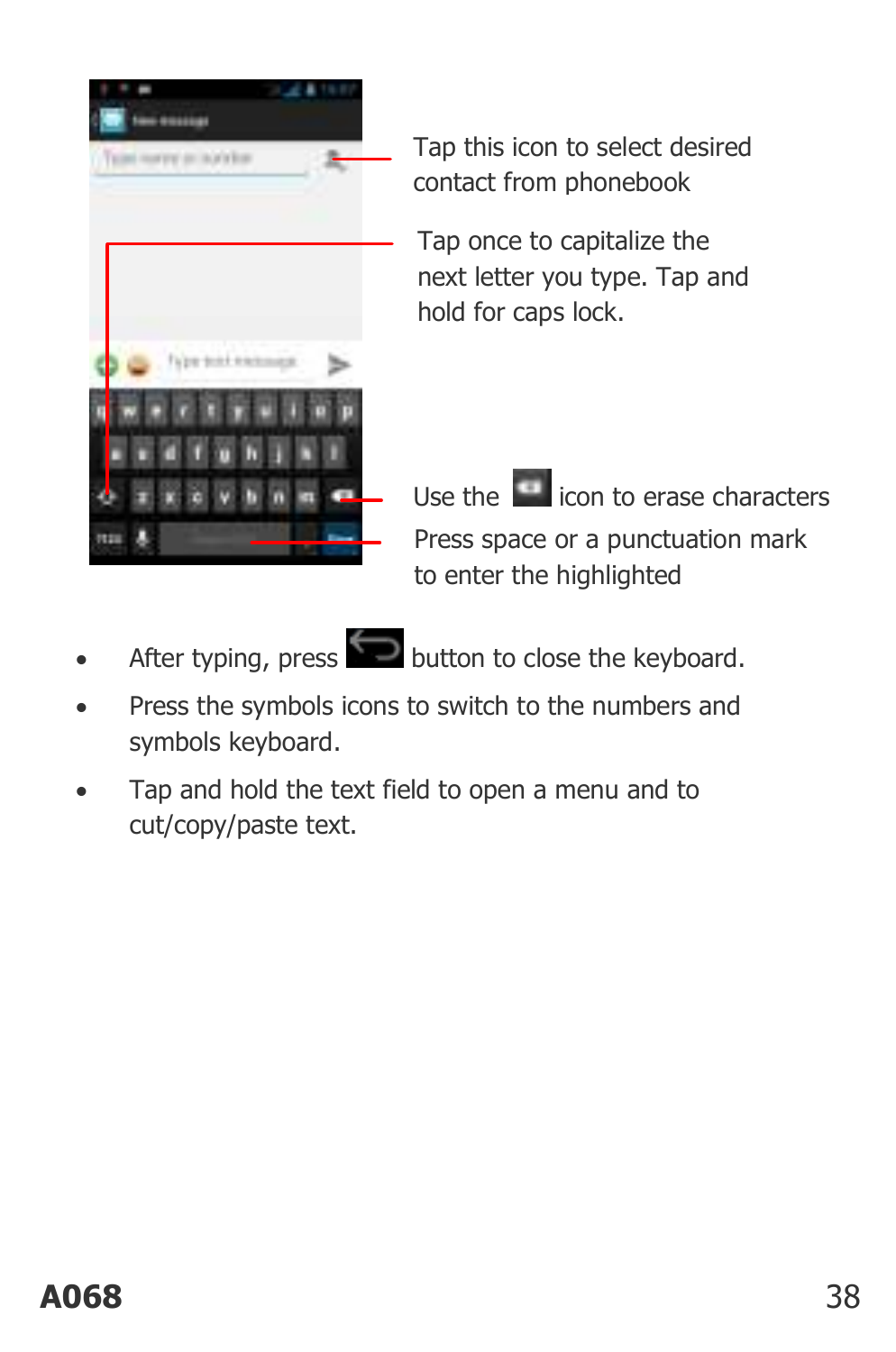Tap this icon to select desired contact from phonebook

Tap once to capitalize the next letter you type. Tap and hold for caps lock.

Use the icon to erase characters

Press space or a punctuation mark to enter the highlighted

- After typing, press button to close the keyboard.
- Press the symbols icons to switch to the numbers and symbols keyboard.
- Tap and hold the text field to open a menu and to cut/copy/paste text.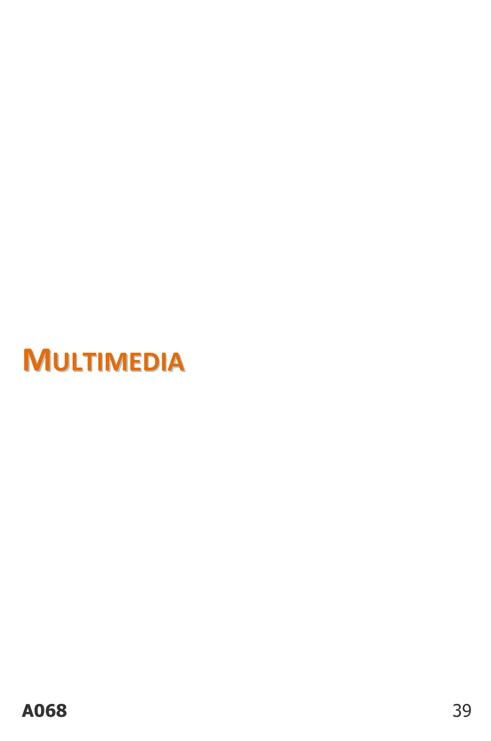# MULTIMEDIA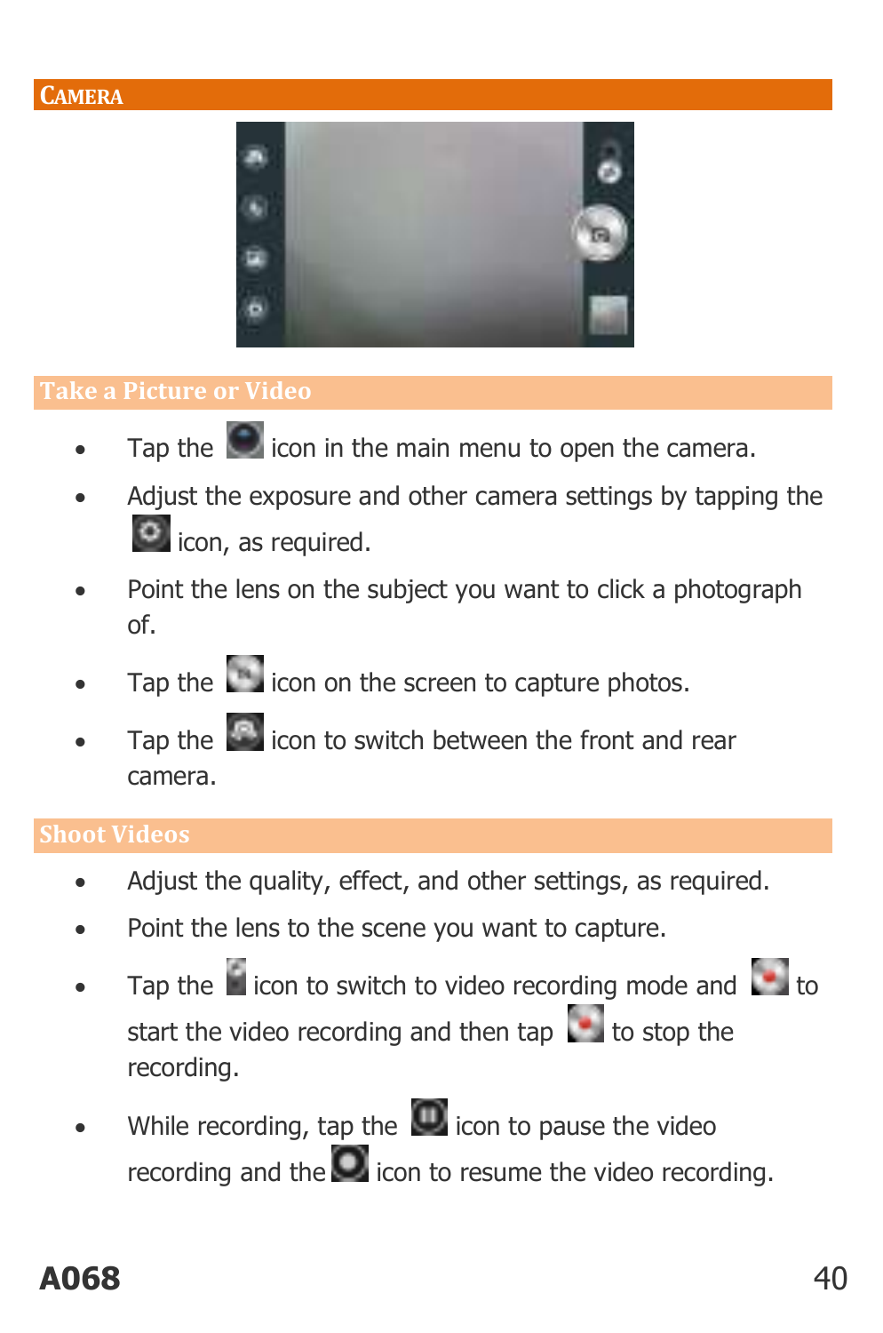## CAMERA

### Take a Picture or Video

- Tap the icon in the main menu to open the camera.
- Adjust the exposure and other camera settings by tapping the icon, as required.
- Point the lens on the subject you want to click a photograph of.
- Tap the icon on the screen to capture photos.
- Tap the icon to switch between the front and rear camera.

### Shoot Videos

- Adjust the quality, effect, and other settings, as required.
- Point the lens to the scene you want to capture.
- Tap the icon to switch to video recording mode and to start the video recording and then tap to stop the recording.
- While recording, tap the icon to pause the video recording and the icon to resume the video recording.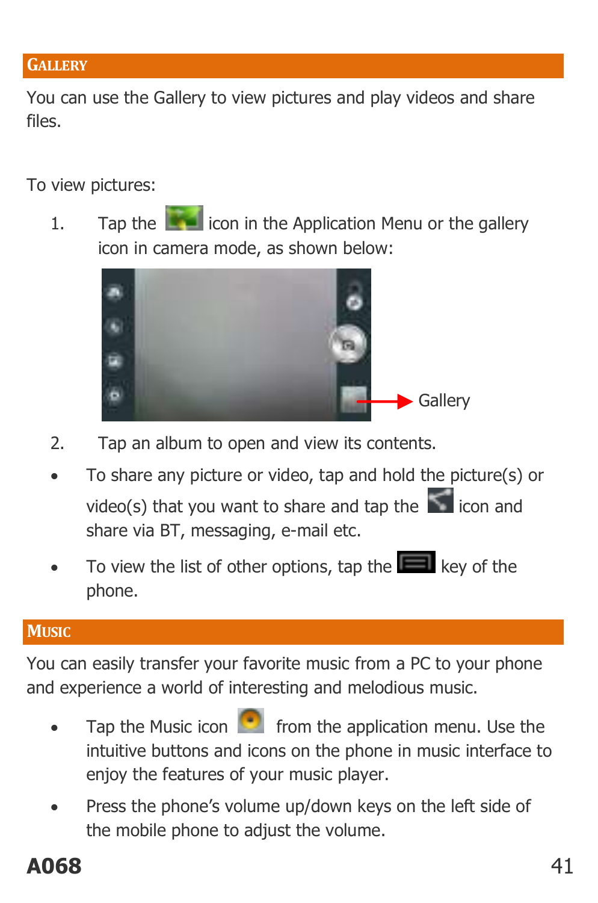## Gallery

You can use the Gallery to view pictures and play videos and share files.

To view pictures:

1. Tap the icon in the Application Menu or the gallery icon in camera mode, as shown below:

Gallery

2. Tap an album to open and view its contents.

- To share any picture or video, tap and hold the picture(s) or video(s) that you want to share and tap the icon and share via BT, messaging, e-mail etc.
- To view the list of other options, tap the key of the phone.

## Music

You can easily transfer your favorite music from a PC to your phone and experience a world of interesting and melodious music.

- Tap the Music icon from the application menu. Use the intuitive buttons and icons on the phone in music interface to enjoy the features of your music player.
- Press the phone's volume up/down keys on the left side of the mobile phone to adjust the volume.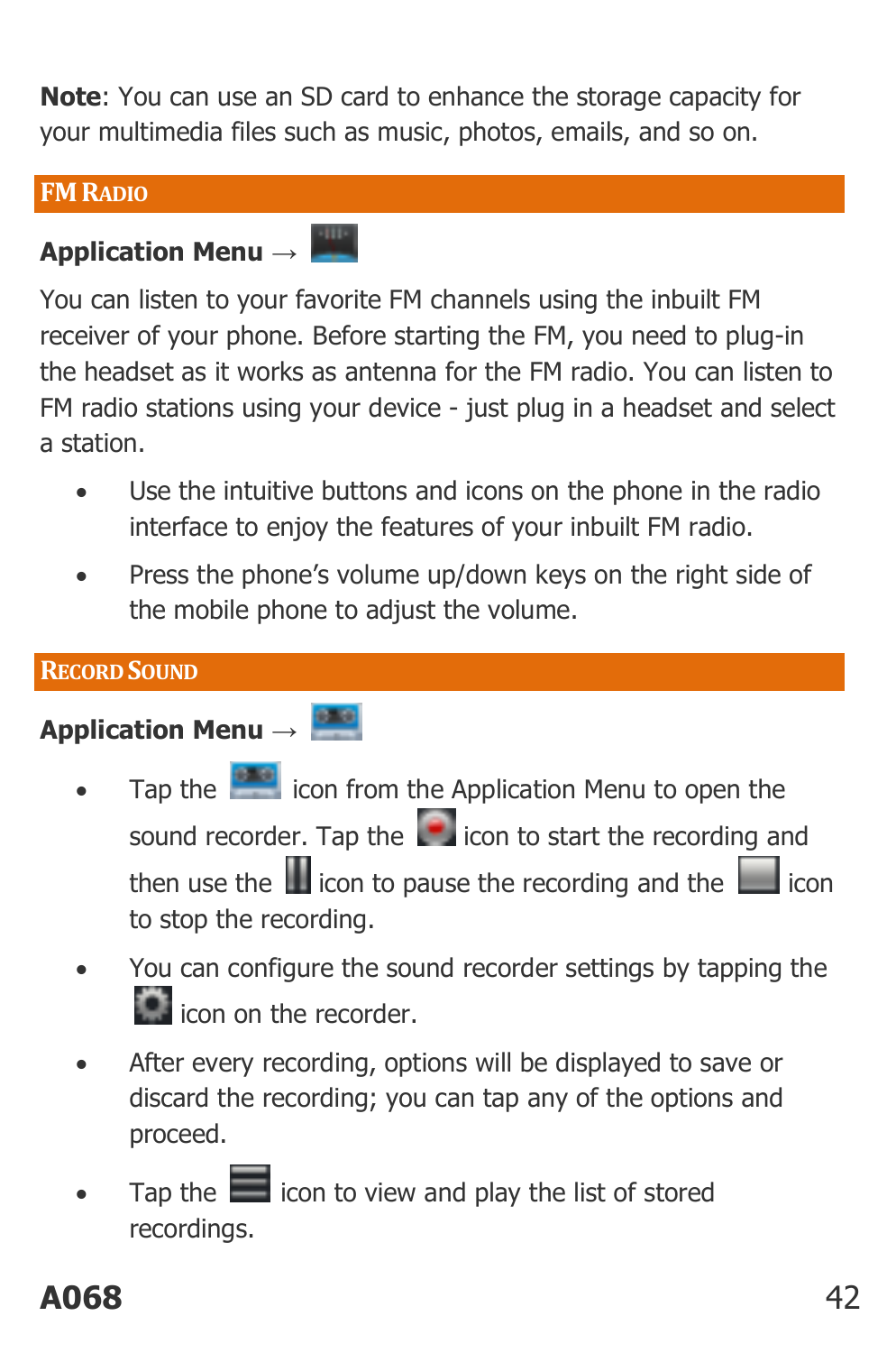**Note**: You can use an SD card to enhance the storage capacity for your multimedia files such as music, photos, emails, and so on.

## FM Radio

**Application Menu** →

You can listen to your favorite FM channels using the inbuilt FM receiver of your phone. Before starting the FM, you need to plug-in the headset as it works as antenna for the FM radio. You can listen to FM radio stations using your device - just plug in a headset and select a station.

- Use the intuitive buttons and icons on the phone in the radio interface to enjoy the features of your inbuilt FM radio.
- Press the phone's volume up/down keys on the right side of the mobile phone to adjust the volume.

## Record Sound

**Application Menu** →

- Tap the icon from the Application Menu to open the sound recorder. Tap the icon to start the recording and then use the icon to pause the recording and the icon to stop the recording.
- You can configure the sound recorder settings by tapping the icon on the recorder.
- After every recording, options will be displayed to save or discard the recording; you can tap any of the options and proceed.
- Tap the icon to view and play the list of stored recordings.

**A068**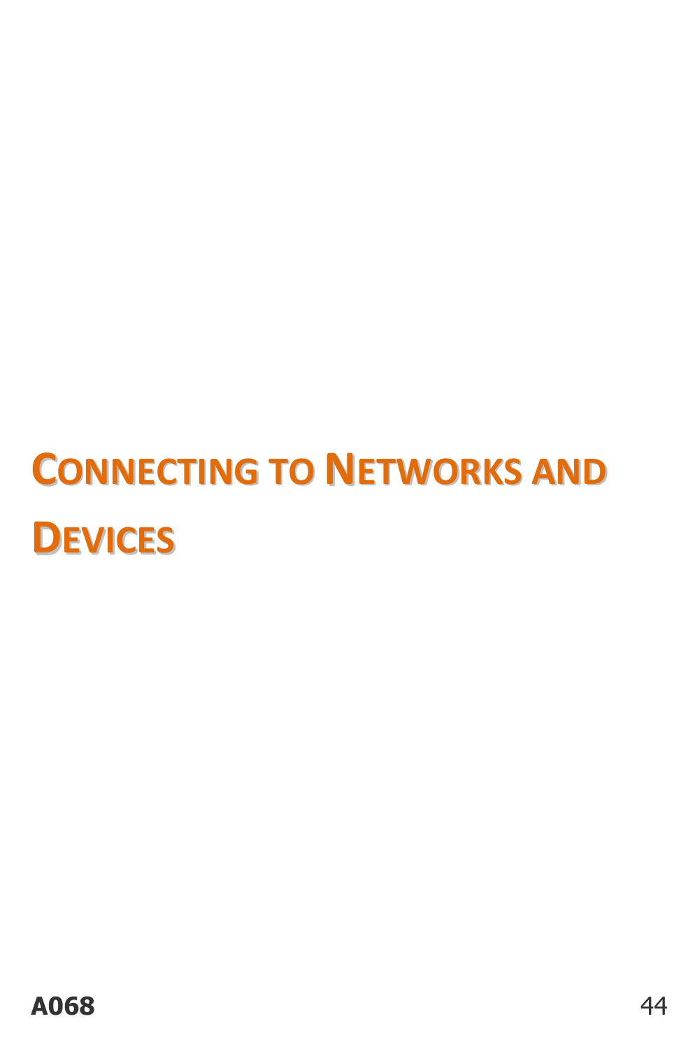# Connecting to Networks and Devices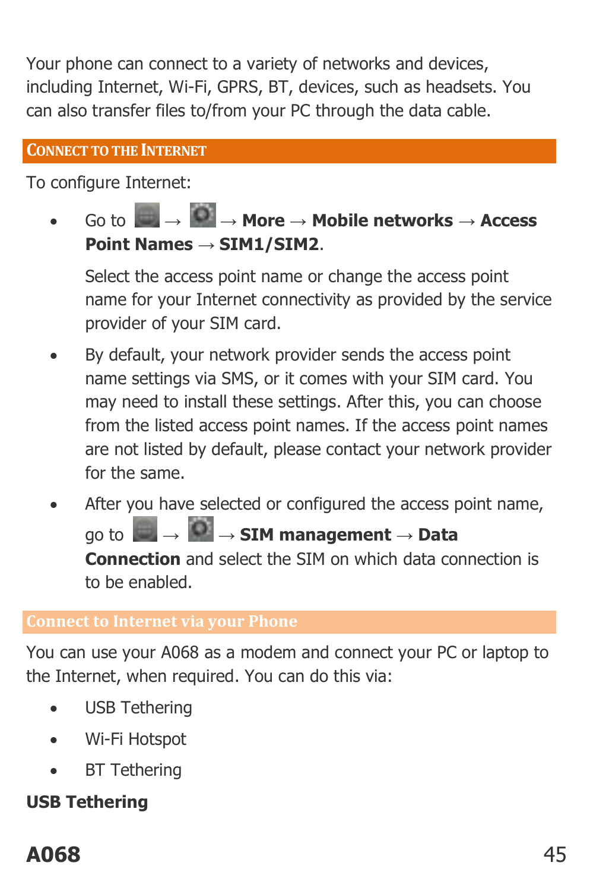Your phone can connect to a variety of networks and devices, including Internet, Wi-Fi, GPRS, BT, devices, such as headsets. You can also transfer files to/from your PC through the data cable.

## Connect to the Internet

To configure Internet:

- Go to  →  → **More** → **Mobile networks** → **Access Point Names** → **SIM1/SIM2**.

  Select the access point name or change the access point name for your Internet connectivity as provided by the service provider of your SIM card.

- By default, your network provider sends the access point name settings via SMS, or it comes with your SIM card. You may need to install these settings. After this, you can choose from the listed access point names. If the access point names are not listed by default, please contact your network provider for the same.
- After you have selected or configured the access point name, go to  →  → **SIM management** → **Data Connection** and select the SIM on which data connection is to be enabled.

### Connect to Internet via your Phone

You can use your A068 as a modem and connect your PC or laptop to the Internet, when required. You can do this via:

- USB Tethering
- Wi-Fi Hotspot
- BT Tethering

**USB Tethering**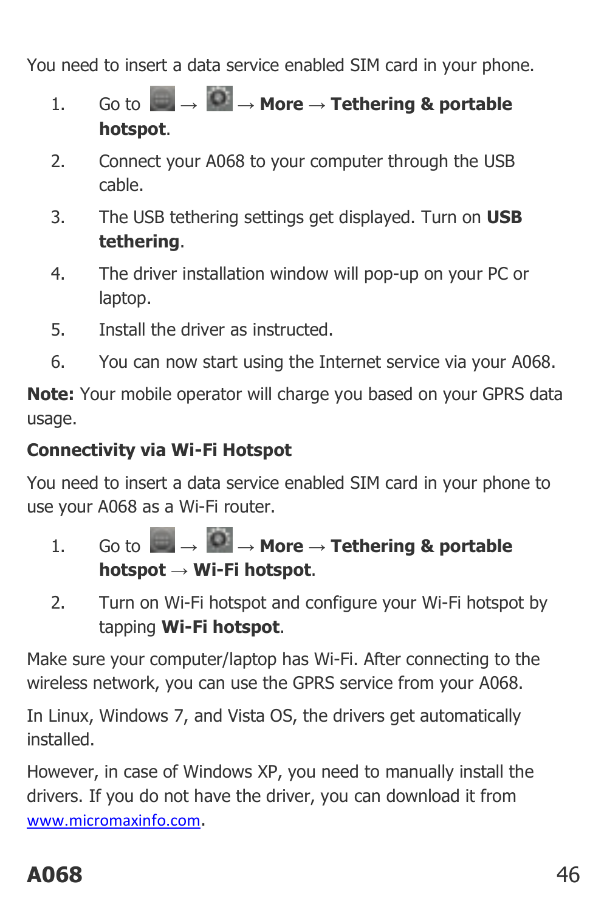You need to insert a data service enabled SIM card in your phone.

1. Go to → → **More** → **Tethering & portable hotspot**.
2. Connect your A068 to your computer through the USB cable.
3. The USB tethering settings get displayed. Turn on **USB tethering**.
4. The driver installation window will pop-up on your PC or laptop.
5. Install the driver as instructed.
6. You can now start using the Internet service via your A068.

**Note:** Your mobile operator will charge you based on your GPRS data usage.

**Connectivity via Wi-Fi Hotspot**

You need to insert a data service enabled SIM card in your phone to use your A068 as a Wi-Fi router.

1. Go to → → **More** → **Tethering & portable hotspot** → **Wi-Fi hotspot**.
2. Turn on Wi-Fi hotspot and configure your Wi-Fi hotspot by tapping **Wi-Fi hotspot**.

Make sure your computer/laptop has Wi-Fi. After connecting to the wireless network, you can use the GPRS service from your A068.

In Linux, Windows 7, and Vista OS, the drivers get automatically installed.

However, in case of Windows XP, you need to manually install the drivers. If you do not have the driver, you can download it from www.micromaxinfo.com.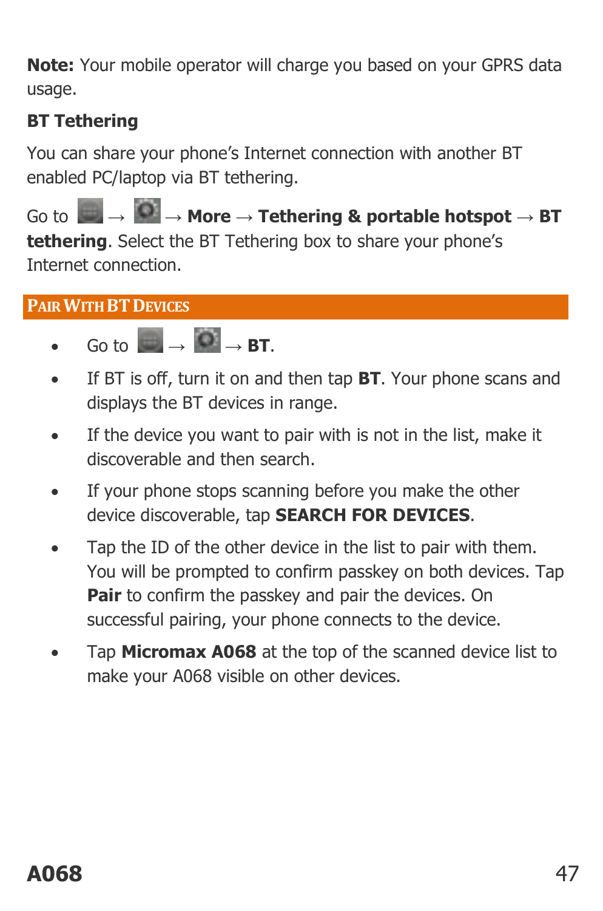**Note:** Your mobile operator will charge you based on your GPRS data usage.

**BT Tethering**

You can share your phone's Internet connection with another BT enabled PC/laptop via BT tethering.

Go to → → **More** → **Tethering & portable hotspot** → **BT tethering**. Select the BT Tethering box to share your phone's Internet connection.

## Pair With BT Devices

- Go to → → **BT**.
- If BT is off, turn it on and then tap **BT**. Your phone scans and displays the BT devices in range.
- If the device you want to pair with is not in the list, make it discoverable and then search.
- If your phone stops scanning before you make the other device discoverable, tap **SEARCH FOR DEVICES**.
- Tap the ID of the other device in the list to pair with them. You will be prompted to confirm passkey on both devices. Tap **Pair** to confirm the passkey and pair the devices. On successful pairing, your phone connects to the device.
- Tap **Micromax A068** at the top of the scanned device list to make your A068 visible on other devices.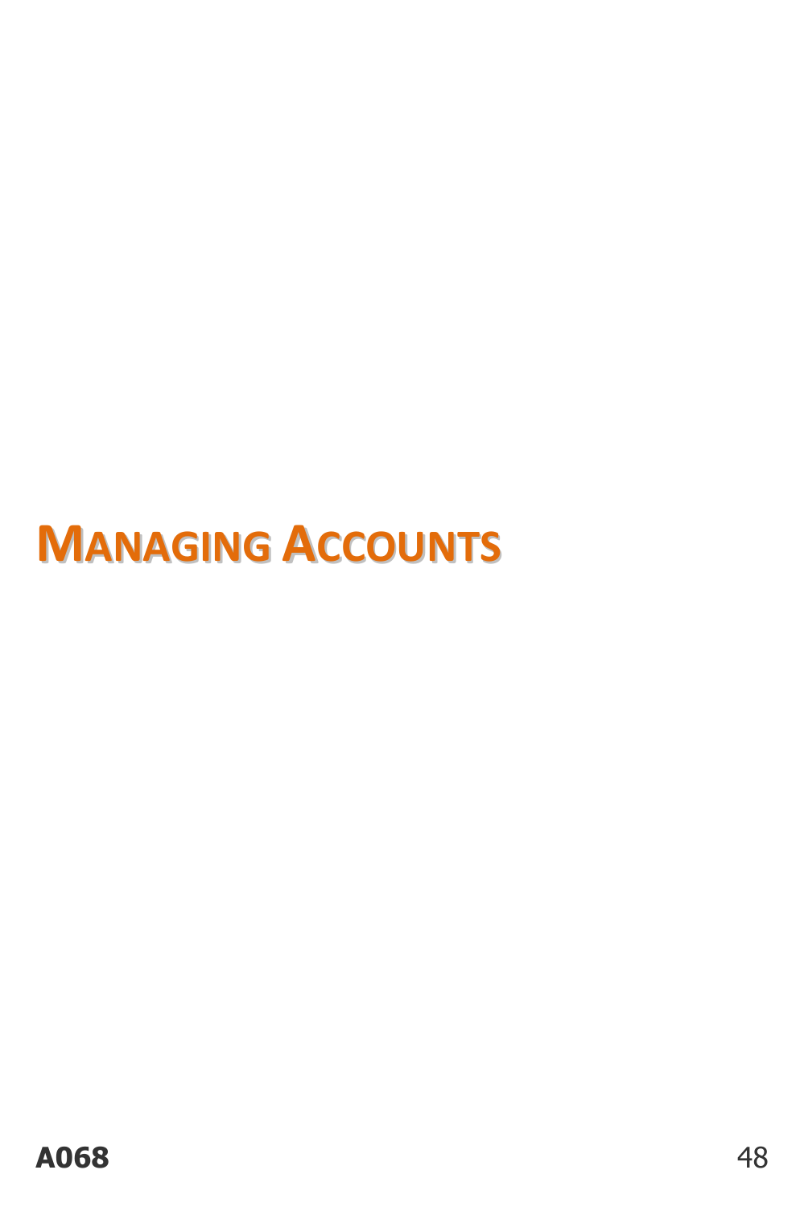# MANAGING ACCOUNTS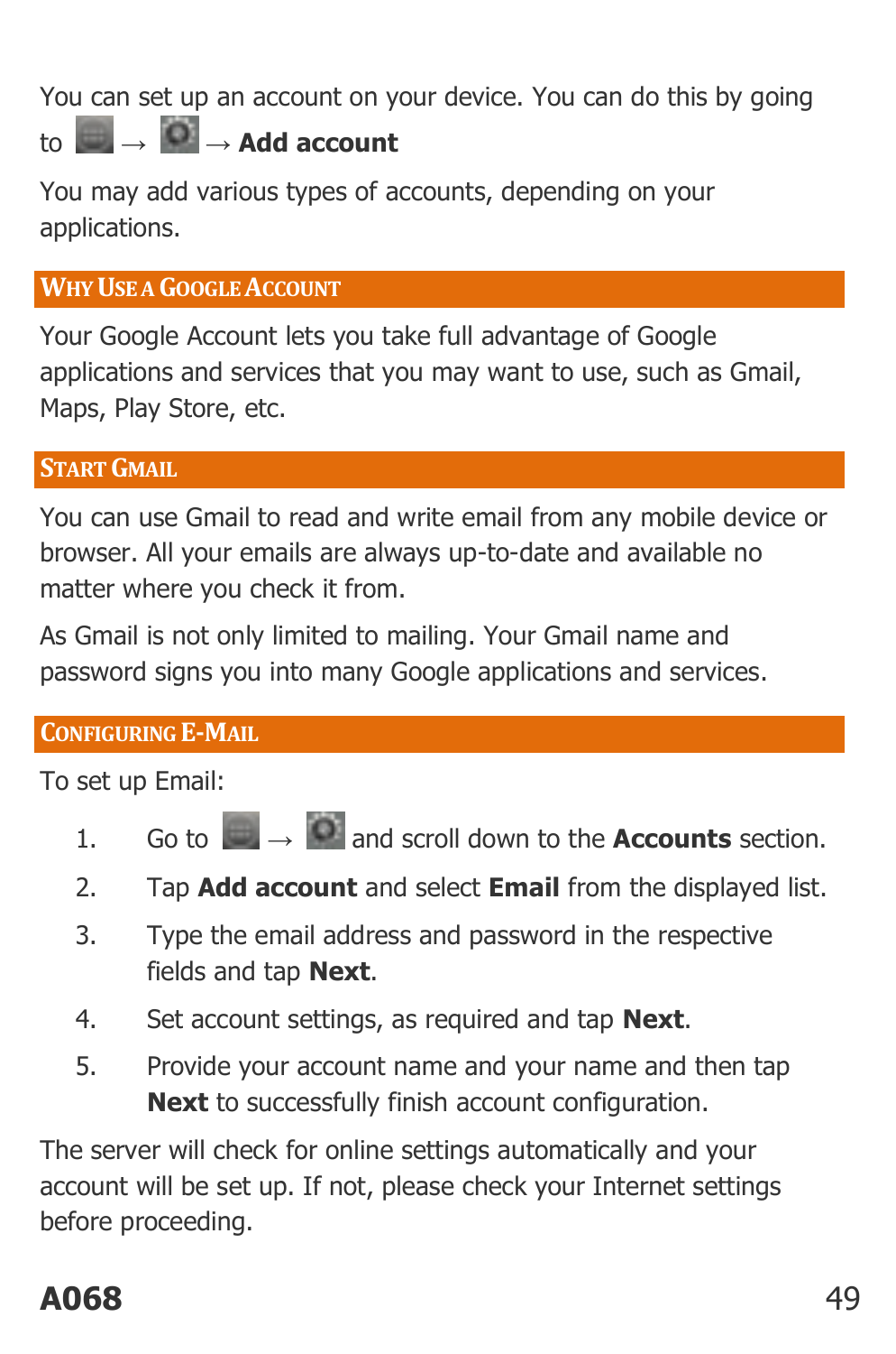You can set up an account on your device. You can do this by going to → → **Add account**

You may add various types of accounts, depending on your applications.

## Why Use a Google Account

Your Google Account lets you take full advantage of Google applications and services that you may want to use, such as Gmail, Maps, Play Store, etc.

## Start Gmail

You can use Gmail to read and write email from any mobile device or browser. All your emails are always up-to-date and available no matter where you check it from.

As Gmail is not only limited to mailing. Your Gmail name and password signs you into many Google applications and services.

## Configuring E-Mail

To set up Email:

1. Go to → and scroll down to the **Accounts** section.
2. Tap **Add account** and select **Email** from the displayed list.
3. Type the email address and password in the respective fields and tap **Next**.
4. Set account settings, as required and tap **Next**.
5. Provide your account name and your name and then tap **Next** to successfully finish account configuration.

The server will check for online settings automatically and your account will be set up. If not, please check your Internet settings before proceeding.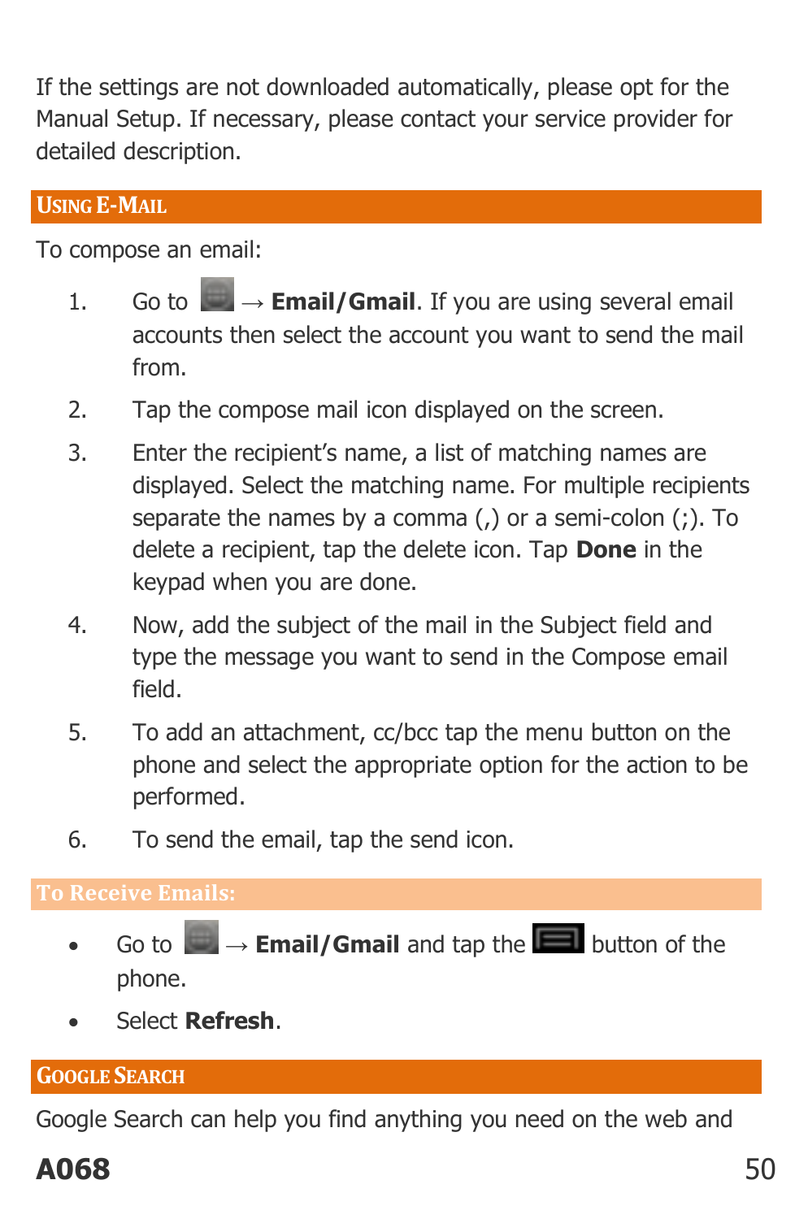If the settings are not downloaded automatically, please opt for the Manual Setup. If necessary, please contact your service provider for detailed description.

## Using E-Mail

To compose an email:

1. Go to → **Email/Gmail**. If you are using several email accounts then select the account you want to send the mail from.
2. Tap the compose mail icon displayed on the screen.
3. Enter the recipient's name, a list of matching names are displayed. Select the matching name. For multiple recipients separate the names by a comma (,) or a semi-colon (;). To delete a recipient, tap the delete icon. Tap **Done** in the keypad when you are done.
4. Now, add the subject of the mail in the Subject field and type the message you want to send in the Compose email field.
5. To add an attachment, cc/bcc tap the menu button on the phone and select the appropriate option for the action to be performed.
6. To send the email, tap the send icon.

### To Receive Emails:

- Go to → **Email/Gmail** and tap the button of the phone.
- Select **Refresh**.

## Google Search

Google Search can help you find anything you need on the web and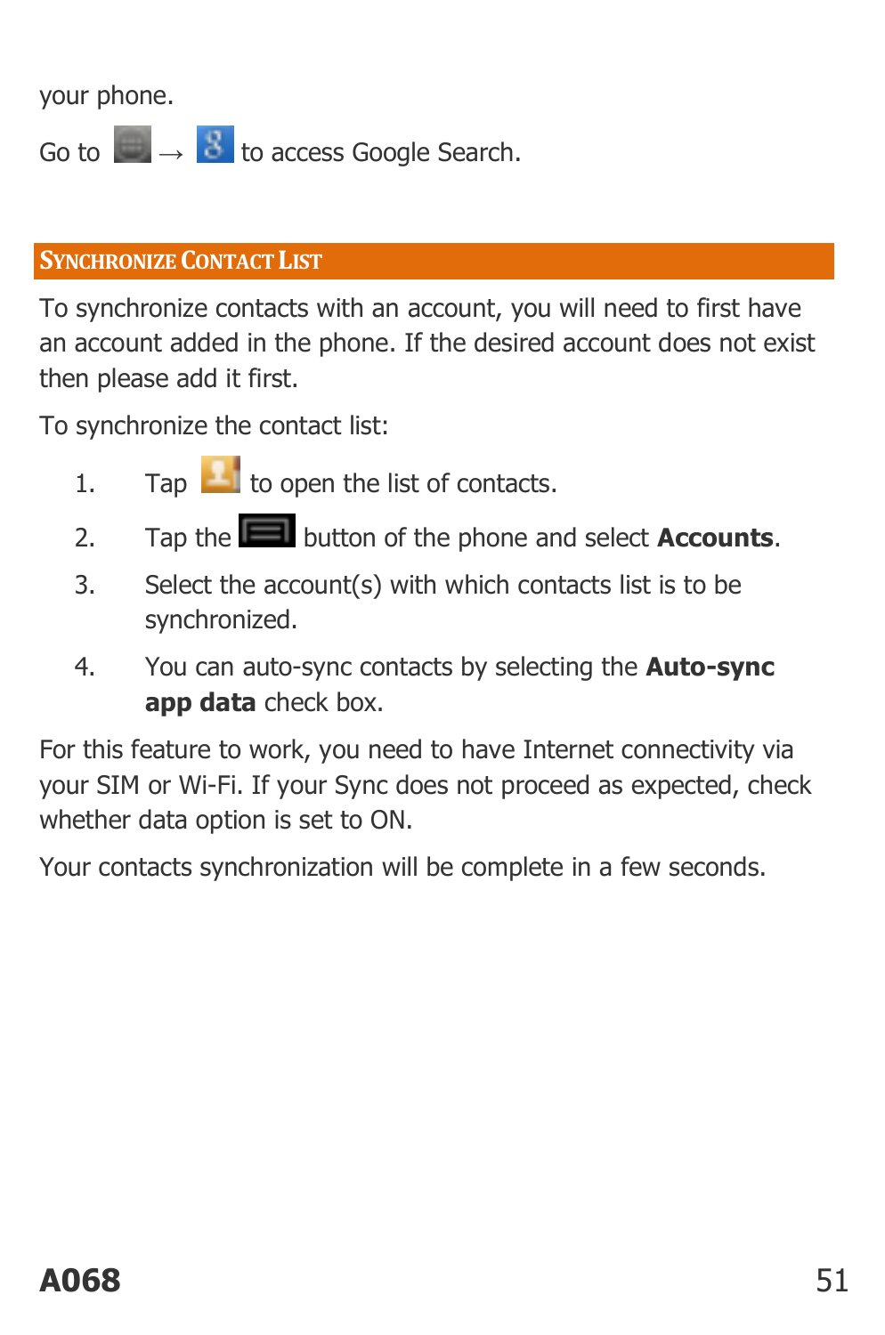your phone.

Go to → to access Google Search.

## SYNCHRONIZE CONTACT LIST

To synchronize contacts with an account, you will need to first have an account added in the phone. If the desired account does not exist then please add it first.

To synchronize the contact list:

1. Tap to open the list of contacts.
2. Tap the button of the phone and select **Accounts**.
3. Select the account(s) with which contacts list is to be synchronized.
4. You can auto-sync contacts by selecting the **Auto-sync app data** check box.

For this feature to work, you need to have Internet connectivity via your SIM or Wi-Fi. If your Sync does not proceed as expected, check whether data option is set to ON.

Your contacts synchronization will be complete in a few seconds.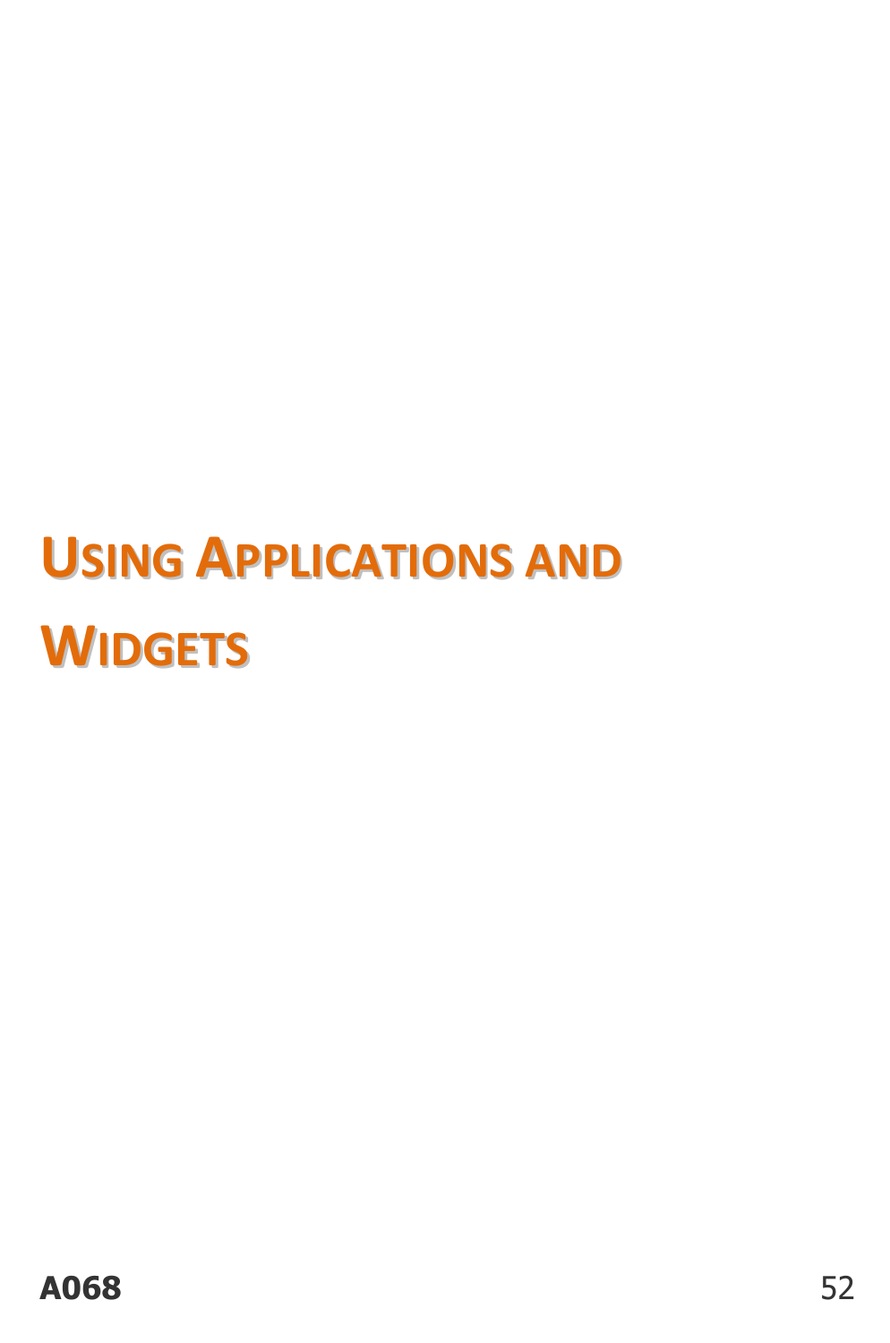# Using Applications and Widgets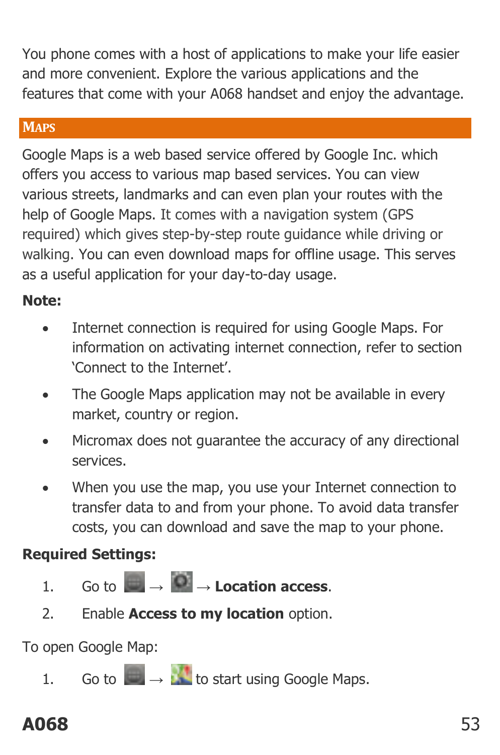You phone comes with a host of applications to make your life easier and more convenient. Explore the various applications and the features that come with your A068 handset and enjoy the advantage.

## Maps

Google Maps is a web based service offered by Google Inc. which offers you access to various map based services. You can view various streets, landmarks and can even plan your routes with the help of Google Maps. It comes with a navigation system (GPS required) which gives step-by-step route guidance while driving or walking. You can even download maps for offline usage. This serves as a useful application for your day-to-day usage.

**Note:**

- Internet connection is required for using Google Maps. For information on activating internet connection, refer to section 'Connect to the Internet'.
- The Google Maps application may not be available in every market, country or region.
- Micromax does not guarantee the accuracy of any directional services.
- When you use the map, you use your Internet connection to transfer data to and from your phone. To avoid data transfer costs, you can download and save the map to your phone.

**Required Settings:**

1. Go to → → **Location access**.
2. Enable **Access to my location** option.

To open Google Map:

1. Go to → to start using Google Maps.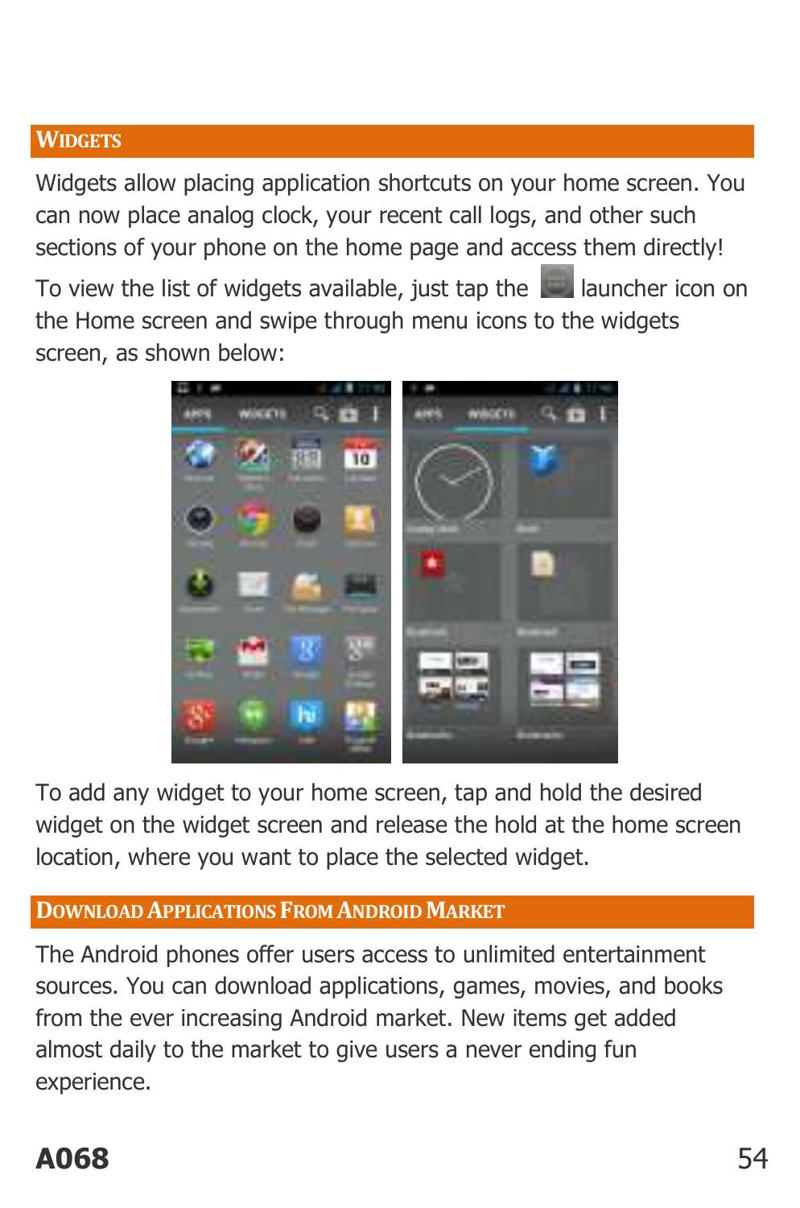## Widgets

Widgets allow placing application shortcuts on your home screen. You can now place analog clock, your recent call logs, and other such sections of your phone on the home page and access them directly!

To view the list of widgets available, just tap the launcher icon on the Home screen and swipe through menu icons to the widgets screen, as shown below:

To add any widget to your home screen, tap and hold the desired widget on the widget screen and release the hold at the home screen location, where you want to place the selected widget.

## Download Applications From Android Market

The Android phones offer users access to unlimited entertainment sources. You can download applications, games, movies, and books from the ever increasing Android market. New items get added almost daily to the market to give users a never ending fun experience.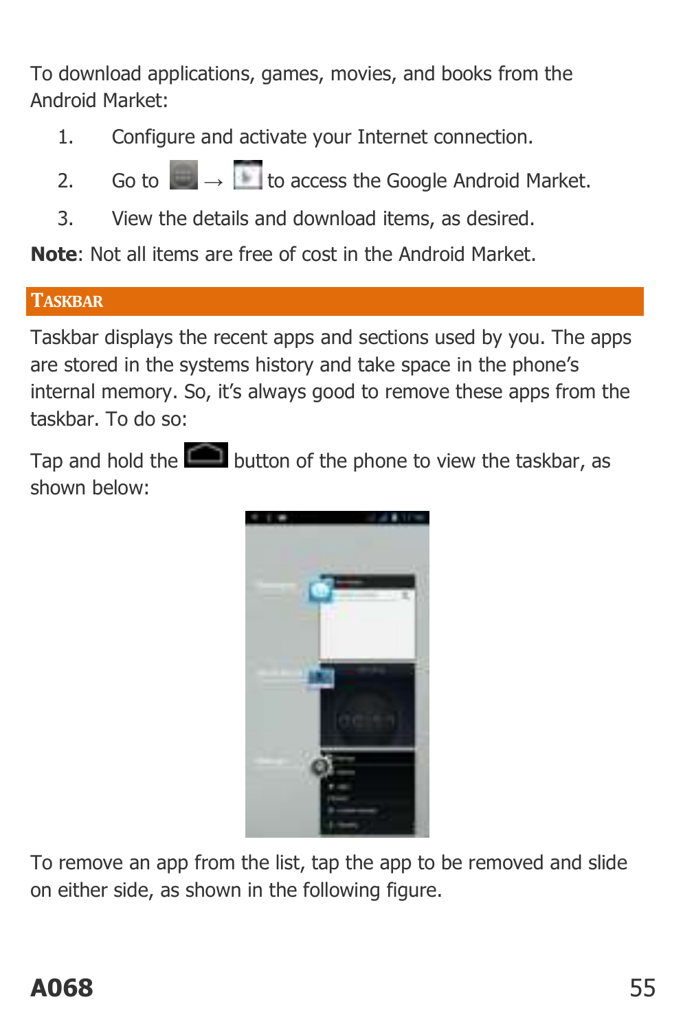To download applications, games, movies, and books from the Android Market:

1. Configure and activate your Internet connection.
2. Go to → to access the Google Android Market.
3. View the details and download items, as desired.

**Note**: Not all items are free of cost in the Android Market.

## TASKBAR

Taskbar displays the recent apps and sections used by you. The apps are stored in the systems history and take space in the phone's internal memory. So, it's always good to remove these apps from the taskbar. To do so:

Tap and hold the button of the phone to view the taskbar, as shown below:

To remove an app from the list, tap the app to be removed and slide on either side, as shown in the following figure.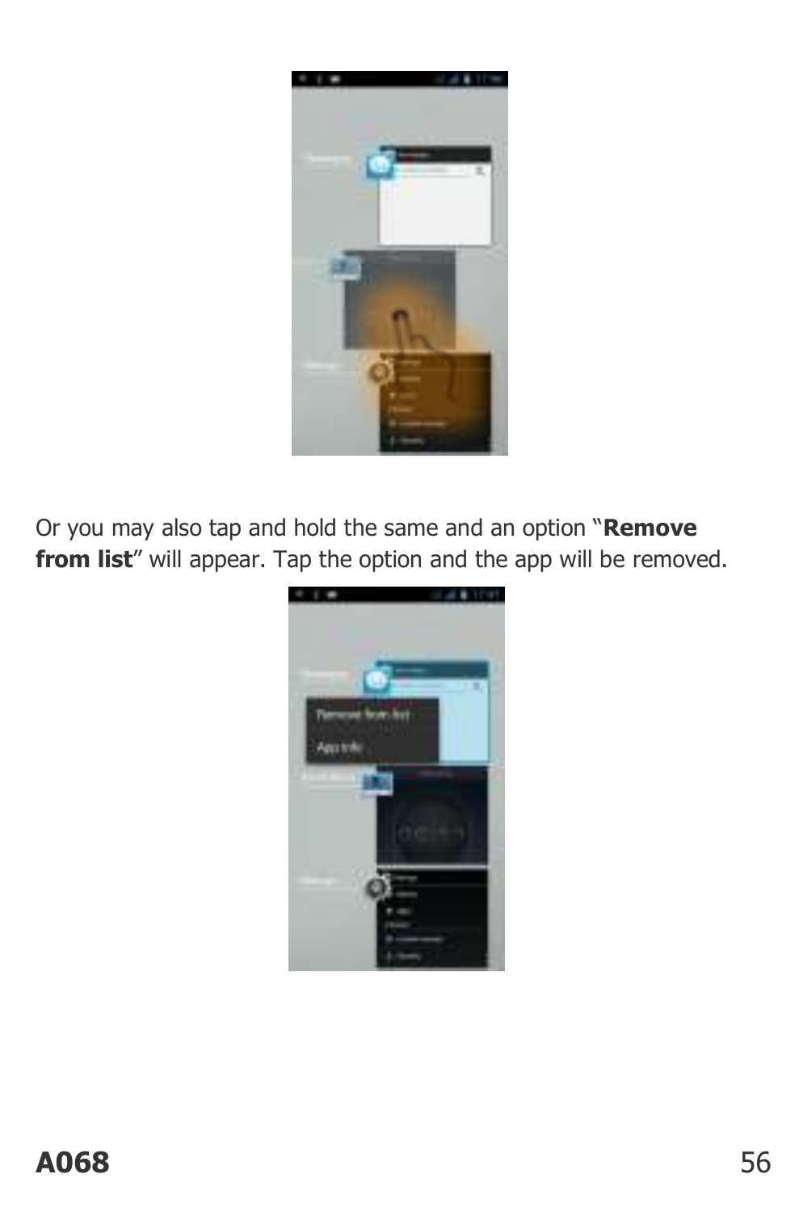Or you may also tap and hold the same and an option “**Remove from list**” will appear. Tap the option and the app will be removed.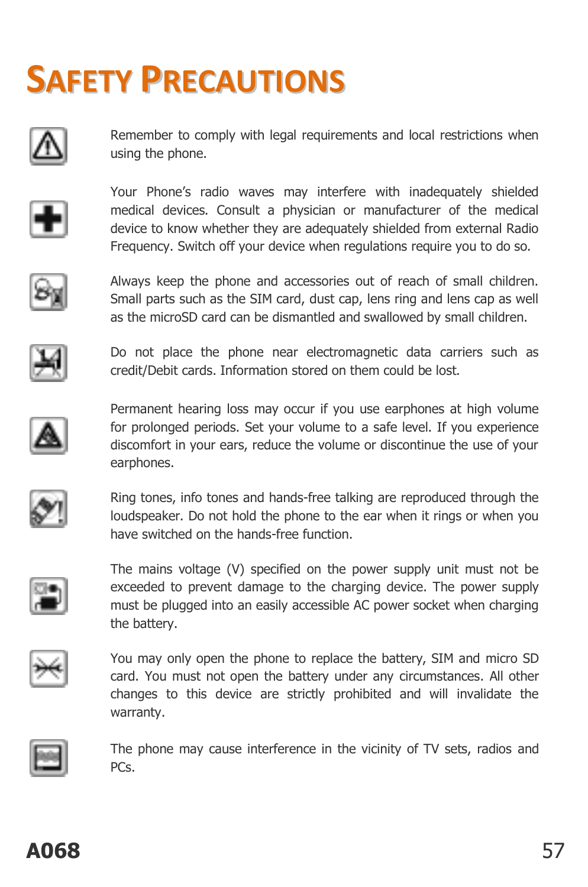# SAFETY PRECAUTIONS

Remember to comply with legal requirements and local restrictions when using the phone.

Your Phone's radio waves may interfere with inadequately shielded medical devices. Consult a physician or manufacturer of the medical device to know whether they are adequately shielded from external Radio Frequency. Switch off your device when regulations require you to do so.

Always keep the phone and accessories out of reach of small children. Small parts such as the SIM card, dust cap, lens ring and lens cap as well as the microSD card can be dismantled and swallowed by small children.

Do not place the phone near electromagnetic data carriers such as credit/Debit cards. Information stored on them could be lost.

Permanent hearing loss may occur if you use earphones at high volume for prolonged periods. Set your volume to a safe level. If you experience discomfort in your ears, reduce the volume or discontinue the use of your earphones.

Ring tones, info tones and hands-free talking are reproduced through the loudspeaker. Do not hold the phone to the ear when it rings or when you have switched on the hands-free function.

The mains voltage (V) specified on the power supply unit must not be exceeded to prevent damage to the charging device. The power supply must be plugged into an easily accessible AC power socket when charging the battery.

You may only open the phone to replace the battery, SIM and micro SD card. You must not open the battery under any circumstances. All other changes to this device are strictly prohibited and will invalidate the warranty.

The phone may cause interference in the vicinity of TV sets, radios and PCs.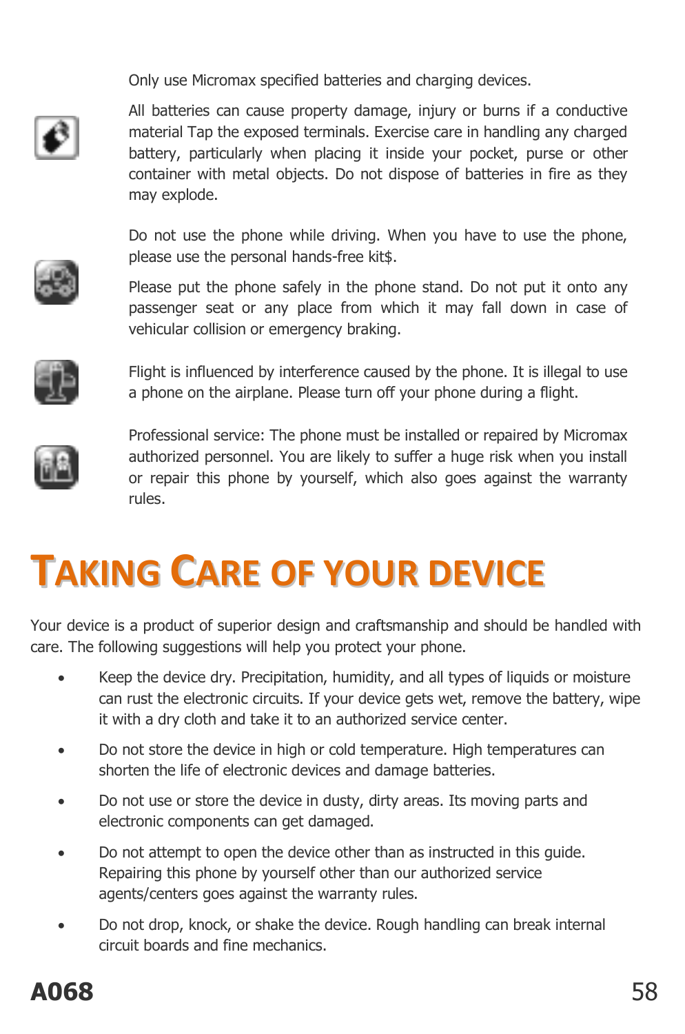Only use Micromax specified batteries and charging devices.

All batteries can cause property damage, injury or burns if a conductive material Tap the exposed terminals. Exercise care in handling any charged battery, particularly when placing it inside your pocket, purse or other container with metal objects. Do not dispose of batteries in fire as they may explode.

Do not use the phone while driving. When you have to use the phone, please use the personal hands-free kit$.

Please put the phone safely in the phone stand. Do not put it onto any passenger seat or any place from which it may fall down in case of vehicular collision or emergency braking.

Flight is influenced by interference caused by the phone. It is illegal to use a phone on the airplane. Please turn off your phone during a flight.

Professional service: The phone must be installed or repaired by Micromax authorized personnel. You are likely to suffer a huge risk when you install or repair this phone by yourself, which also goes against the warranty rules.

# TAKING CARE OF YOUR DEVICE

Your device is a product of superior design and craftsmanship and should be handled with care. The following suggestions will help you protect your phone.

- Keep the device dry. Precipitation, humidity, and all types of liquids or moisture can rust the electronic circuits. If your device gets wet, remove the battery, wipe it with a dry cloth and take it to an authorized service center.
- Do not store the device in high or cold temperature. High temperatures can shorten the life of electronic devices and damage batteries.
- Do not use or store the device in dusty, dirty areas. Its moving parts and electronic components can get damaged.
- Do not attempt to open the device other than as instructed in this guide. Repairing this phone by yourself other than our authorized service agents/centers goes against the warranty rules.
- Do not drop, knock, or shake the device. Rough handling can break internal circuit boards and fine mechanics.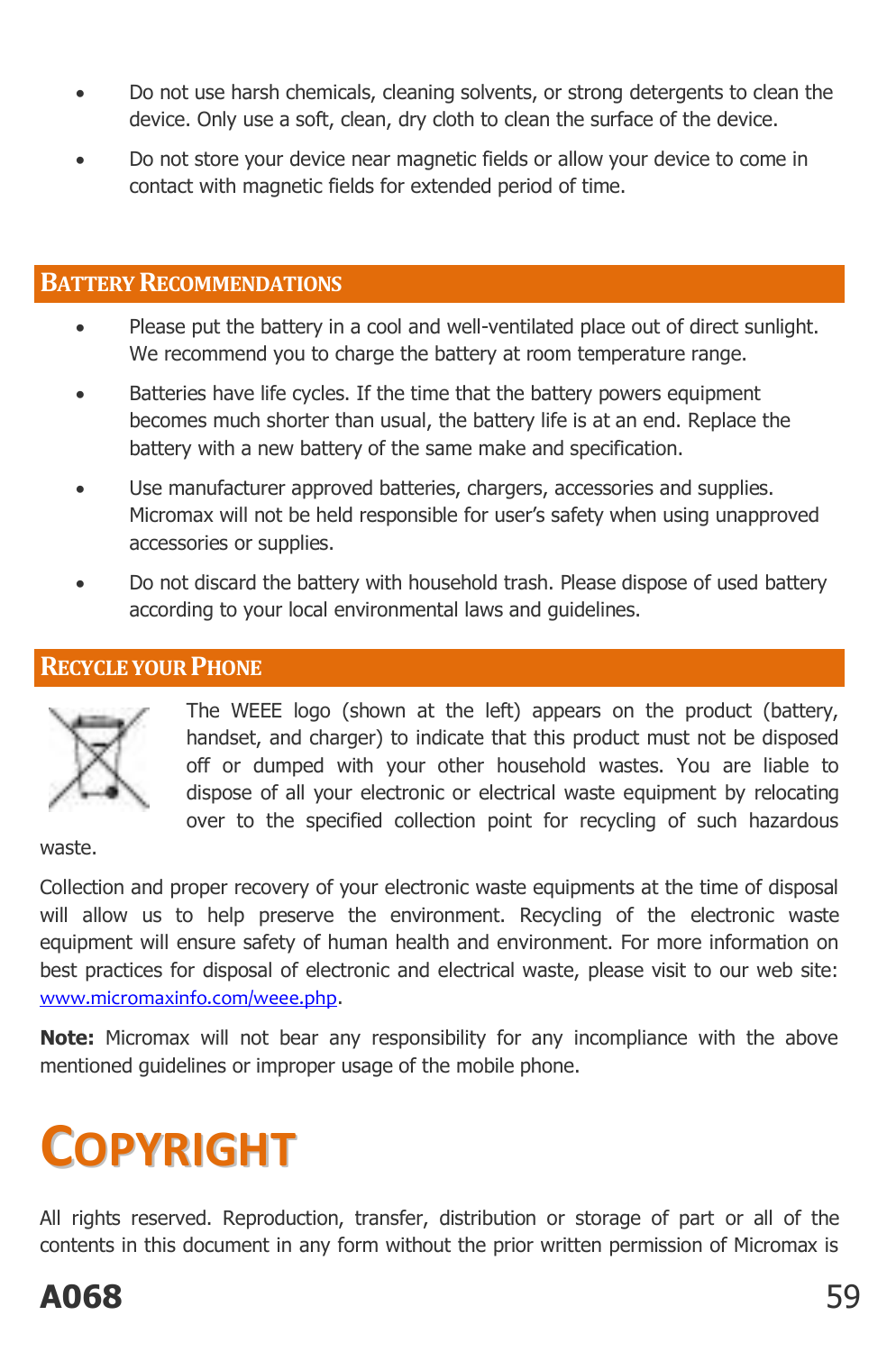- Do not use harsh chemicals, cleaning solvents, or strong detergents to clean the device. Only use a soft, clean, dry cloth to clean the surface of the device.
- Do not store your device near magnetic fields or allow your device to come in contact with magnetic fields for extended period of time.

## Battery Recommendations

- Please put the battery in a cool and well-ventilated place out of direct sunlight. We recommend you to charge the battery at room temperature range.
- Batteries have life cycles. If the time that the battery powers equipment becomes much shorter than usual, the battery life is at an end. Replace the battery with a new battery of the same make and specification.
- Use manufacturer approved batteries, chargers, accessories and supplies. Micromax will not be held responsible for user's safety when using unapproved accessories or supplies.
- Do not discard the battery with household trash. Please dispose of used battery according to your local environmental laws and guidelines.

## Recycle your Phone

The WEEE logo (shown at the left) appears on the product (battery, handset, and charger) to indicate that this product must not be disposed off or dumped with your other household wastes. You are liable to dispose of all your electronic or electrical waste equipment by relocating over to the specified collection point for recycling of such hazardous waste.

Collection and proper recovery of your electronic waste equipments at the time of disposal will allow us to help preserve the environment. Recycling of the electronic waste equipment will ensure safety of human health and environment. For more information on best practices for disposal of electronic and electrical waste, please visit to our web site: www.micromaxinfo.com/weee.php.

**Note:** Micromax will not bear any responsibility for any incompliance with the above mentioned guidelines or improper usage of the mobile phone.

# Copyright

All rights reserved. Reproduction, transfer, distribution or storage of part or all of the contents in this document in any form without the prior written permission of Micromax is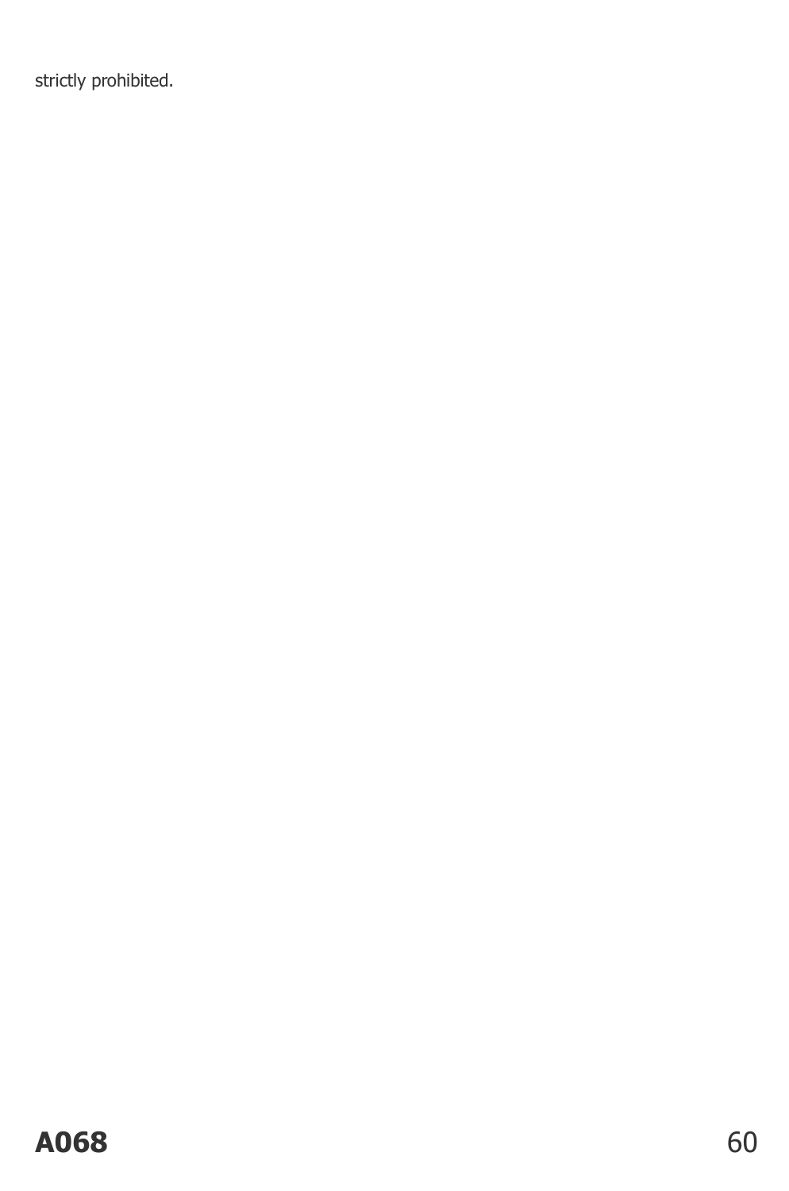strictly prohibited.